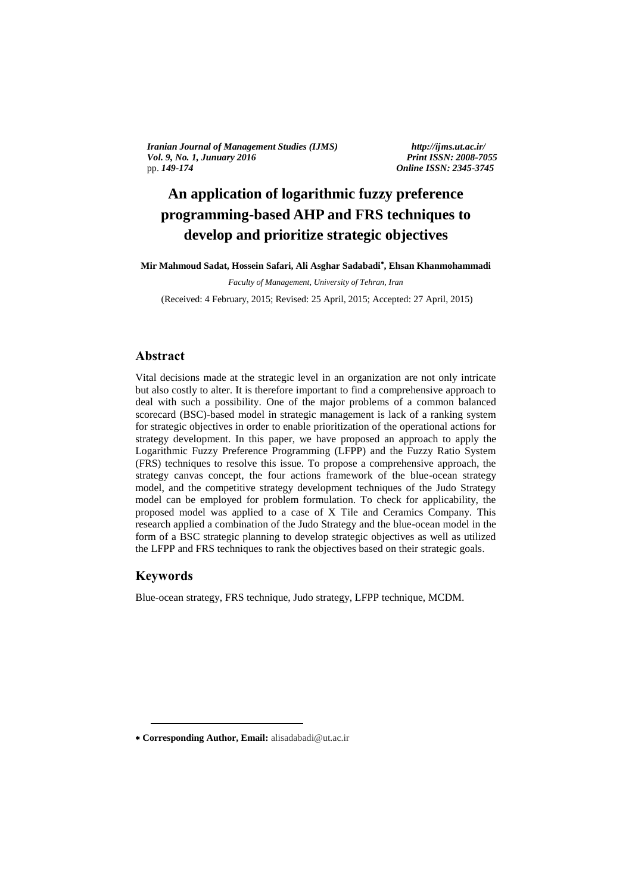# An application of logarithmic fuzzy preference programming-based AHP and FRS techniques to develop and prioritize strategic objectives

**Mir Mahmoud Sadat, Hossein Safari, Ali Asghar Sadabadi***, **Ehsan Khanmohammadi**

*Faculty of Management, University of Tehran, Iran*

(Received: 4 February, 2015; Revised: 25 April, 2015; Accepted: 27 April, 2015)

## Abstract

Vital decisions made at the strategic level in an organization are not only intricate but also costly to alter. It is therefore important to find a comprehensive approach to deal with such a possibility. One of the major problems of a common balanced scorecard (BSC)-based model in strategic management is lack of a ranking system for strategic objectives in order to enable prioritization of the operational actions for strategy development. In this paper, we have proposed an approach to apply the Logarithmic Fuzzy Preference Programming (LFPP) and the Fuzzy Ratio System (FRS) techniques to resolve this issue. To propose a comprehensive approach, the strategy canvas concept, the four actions framework of the blue-ocean strategy model, and the competitive strategy development techniques of the Judo Strategy model can be employed for problem formulation. To check for applicability, the proposed model was applied to a case of X Tile and Ceramics Company. This research applied a combination of the Judo Strategy and the blue-ocean model in the form of a BSC strategic planning to develop strategic objectives as well as utilized the LFPP and FRS techniques to rank the objectives based on their strategic goals.

## Keywords

Blue-ocean strategy, FRS technique, Judo strategy, LFPP technique, MCDM.

---

* **Corresponding Author, Email:** alisadabadi@ut.ac.ir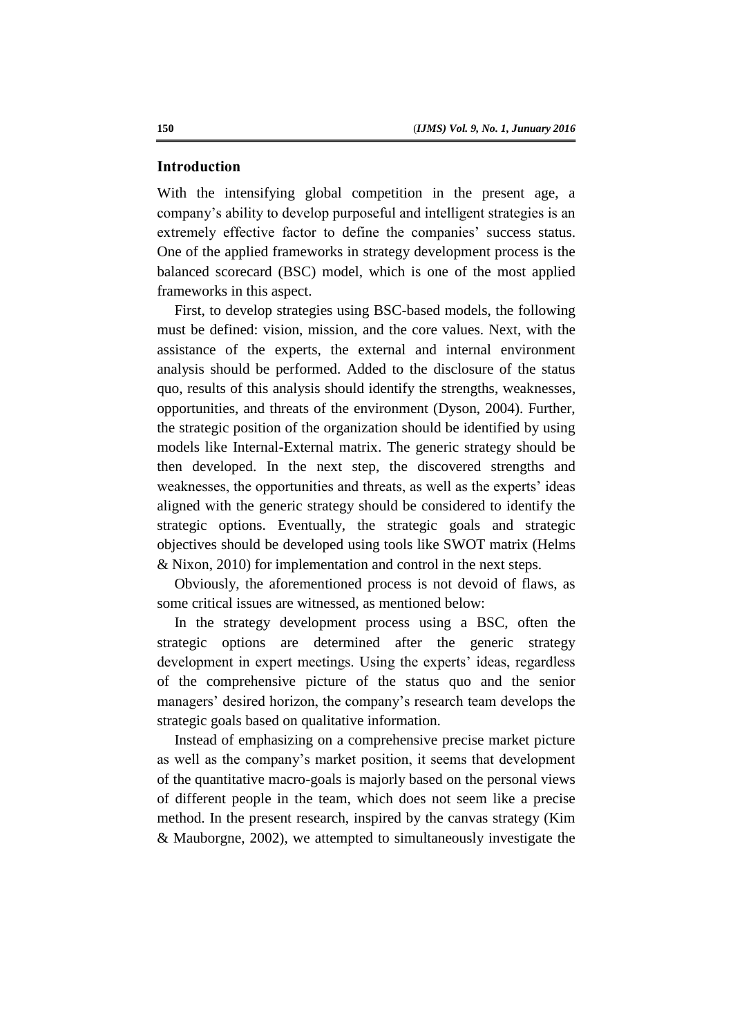## Introduction

With the intensifying global competition in the present age, a company's ability to develop purposeful and intelligent strategies is an extremely effective factor to define the companies' success status. One of the applied frameworks in strategy development process is the balanced scorecard (BSC) model, which is one of the most applied frameworks in this aspect.

First, to develop strategies using BSC-based models, the following must be defined: vision, mission, and the core values. Next, with the assistance of the experts, the external and internal environment analysis should be performed. Added to the disclosure of the status quo, results of this analysis should identify the strengths, weaknesses, opportunities, and threats of the environment (Dyson, 2004). Further, the strategic position of the organization should be identified by using models like Internal-External matrix. The generic strategy should be then developed. In the next step, the discovered strengths and weaknesses, the opportunities and threats, as well as the experts' ideas aligned with the generic strategy should be considered to identify the strategic options. Eventually, the strategic goals and strategic objectives should be developed using tools like SWOT matrix (Helms & Nixon, 2010) for implementation and control in the next steps.

Obviously, the aforementioned process is not devoid of flaws, as some critical issues are witnessed, as mentioned below:

In the strategy development process using a BSC, often the strategic options are determined after the generic strategy development in expert meetings. Using the experts' ideas, regardless of the comprehensive picture of the status quo and the senior managers' desired horizon, the company's research team develops the strategic goals based on qualitative information.

Instead of emphasizing on a comprehensive precise market picture as well as the company's market position, it seems that development of the quantitative macro-goals is majorly based on the personal views of different people in the team, which does not seem like a precise method. In the present research, inspired by the canvas strategy (Kim & Mauborgne, 2002), we attempted to simultaneously investigate the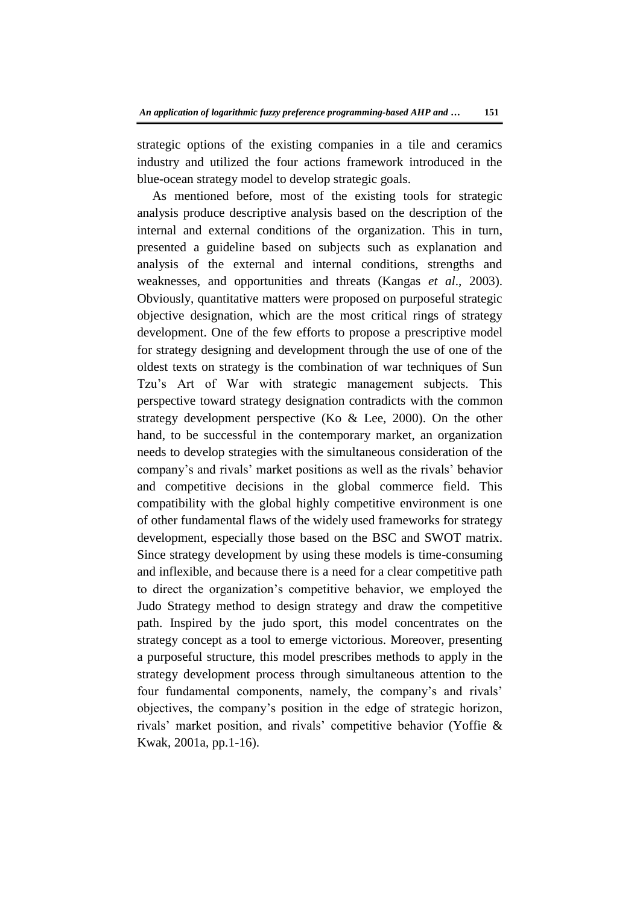strategic options of the existing companies in a tile and ceramics industry and utilized the four actions framework introduced in the blue-ocean strategy model to develop strategic goals.

As mentioned before, most of the existing tools for strategic analysis produce descriptive analysis based on the description of the internal and external conditions of the organization. This in turn, presented a guideline based on subjects such as explanation and analysis of the external and internal conditions, strengths and weaknesses, and opportunities and threats (Kangas *et al*., 2003). Obviously, quantitative matters were proposed on purposeful strategic objective designation, which are the most critical rings of strategy development. One of the few efforts to propose a prescriptive model for strategy designing and development through the use of one of the oldest texts on strategy is the combination of war techniques of Sun Tzu's Art of War with strategic management subjects. This perspective toward strategy designation contradicts with the common strategy development perspective (Ko & Lee, 2000). On the other hand, to be successful in the contemporary market, an organization needs to develop strategies with the simultaneous consideration of the company's and rivals' market positions as well as the rivals' behavior and competitive decisions in the global commerce field. This compatibility with the global highly competitive environment is one of other fundamental flaws of the widely used frameworks for strategy development, especially those based on the BSC and SWOT matrix. Since strategy development by using these models is time-consuming and inflexible, and because there is a need for a clear competitive path to direct the organization's competitive behavior, we employed the Judo Strategy method to design strategy and draw the competitive path. Inspired by the judo sport, this model concentrates on the strategy concept as a tool to emerge victorious. Moreover, presenting a purposeful structure, this model prescribes methods to apply in the strategy development process through simultaneous attention to the four fundamental components, namely, the company's and rivals' objectives, the company's position in the edge of strategic horizon, rivals' market position, and rivals' competitive behavior (Yoffie & Kwak, 2001a, pp.1-16).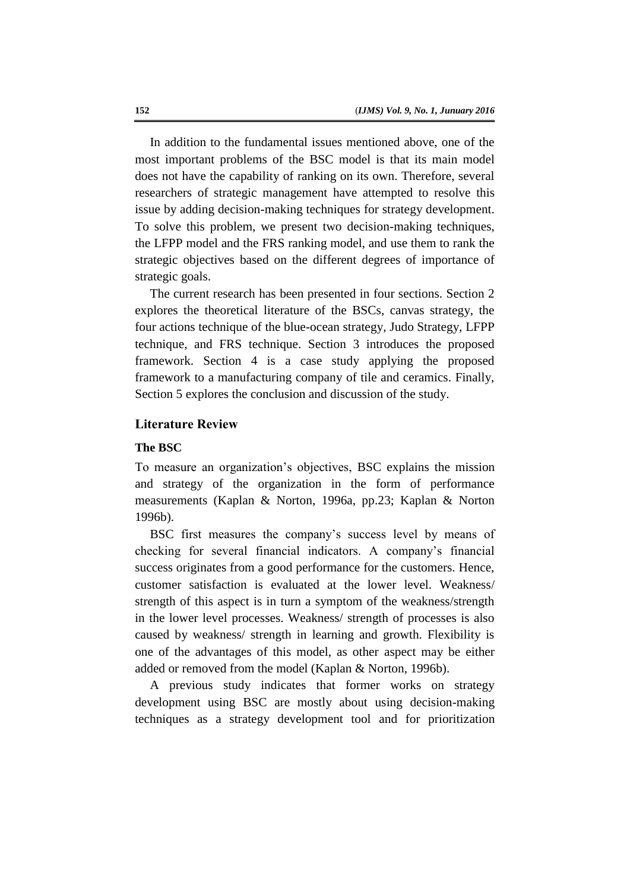In addition to the fundamental issues mentioned above, one of the most important problems of the BSC model is that its main model does not have the capability of ranking on its own. Therefore, several researchers of strategic management have attempted to resolve this issue by adding decision-making techniques for strategy development. To solve this problem, we present two decision-making techniques, the LFPP model and the FRS ranking model, and use them to rank the strategic objectives based on the different degrees of importance of strategic goals.

The current research has been presented in four sections. Section 2 explores the theoretical literature of the BSCs, canvas strategy, the four actions technique of the blue-ocean strategy, Judo Strategy, LFPP technique, and FRS technique. Section 3 introduces the proposed framework. Section 4 is a case study applying the proposed framework to a manufacturing company of tile and ceramics. Finally, Section 5 explores the conclusion and discussion of the study.

## Literature Review

### The BSC

To measure an organization's objectives, BSC explains the mission and strategy of the organization in the form of performance measurements (Kaplan & Norton, 1996a, pp.23; Kaplan & Norton 1996b).

BSC first measures the company's success level by means of checking for several financial indicators. A company's financial success originates from a good performance for the customers. Hence, customer satisfaction is evaluated at the lower level. Weakness/ strength of this aspect is in turn a symptom of the weakness/strength in the lower level processes. Weakness/ strength of processes is also caused by weakness/ strength in learning and growth. Flexibility is one of the advantages of this model, as other aspect may be either added or removed from the model (Kaplan & Norton, 1996b).

A previous study indicates that former works on strategy development using BSC are mostly about using decision-making techniques as a strategy development tool and for prioritization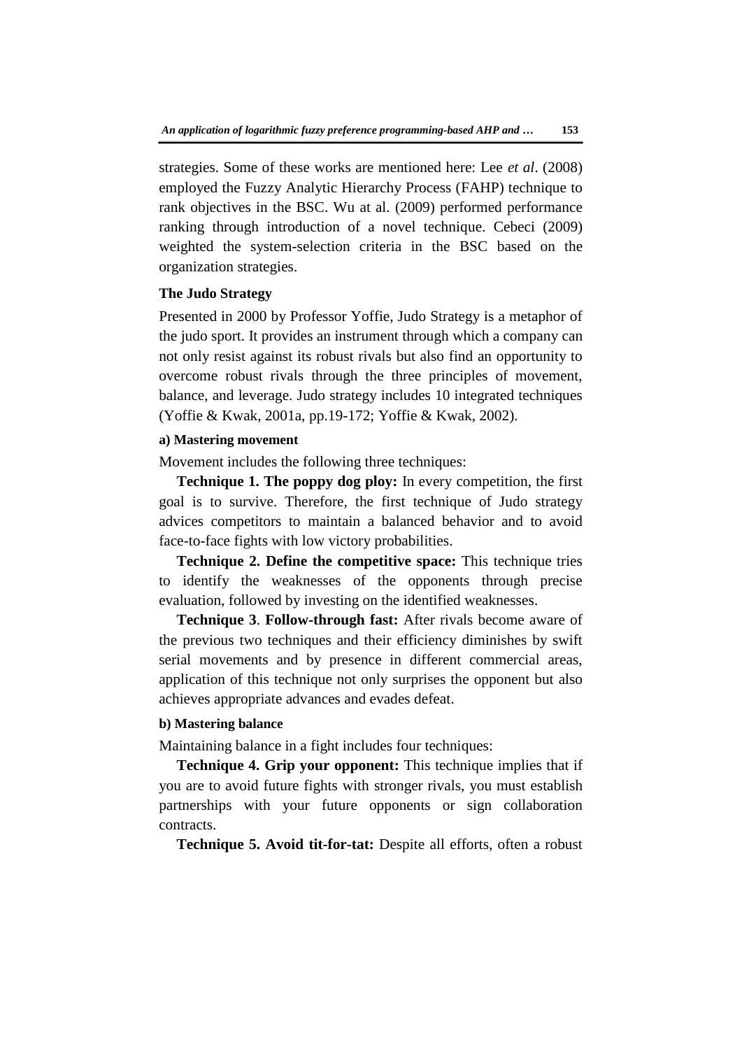strategies. Some of these works are mentioned here: Lee *et al*. (2008) employed the Fuzzy Analytic Hierarchy Process (FAHP) technique to rank objectives in the BSC. Wu at al. (2009) performed performance ranking through introduction of a novel technique. Cebeci (2009) weighted the system-selection criteria in the BSC based on the organization strategies.

### The Judo Strategy

Presented in 2000 by Professor Yoffie, Judo Strategy is a metaphor of the judo sport. It provides an instrument through which a company can not only resist against its robust rivals but also find an opportunity to overcome robust rivals through the three principles of movement, balance, and leverage. Judo strategy includes 10 integrated techniques (Yoffie & Kwak, 2001a, pp.19-172; Yoffie & Kwak, 2002).

#### a) Mastering movement

Movement includes the following three techniques:

**Technique 1. The poppy dog ploy:** In every competition, the first goal is to survive. Therefore, the first technique of Judo strategy advices competitors to maintain a balanced behavior and to avoid face-to-face fights with low victory probabilities.

**Technique 2. Define the competitive space:** This technique tries to identify the weaknesses of the opponents through precise evaluation, followed by investing on the identified weaknesses.

**Technique 3**. **Follow-through fast:** After rivals become aware of the previous two techniques and their efficiency diminishes by swift serial movements and by presence in different commercial areas, application of this technique not only surprises the opponent but also achieves appropriate advances and evades defeat.

#### b) Mastering balance

Maintaining balance in a fight includes four techniques:

**Technique 4. Grip your opponent:** This technique implies that if you are to avoid future fights with stronger rivals, you must establish partnerships with your future opponents or sign collaboration contracts.

**Technique 5. Avoid tit-for-tat:** Despite all efforts, often a robust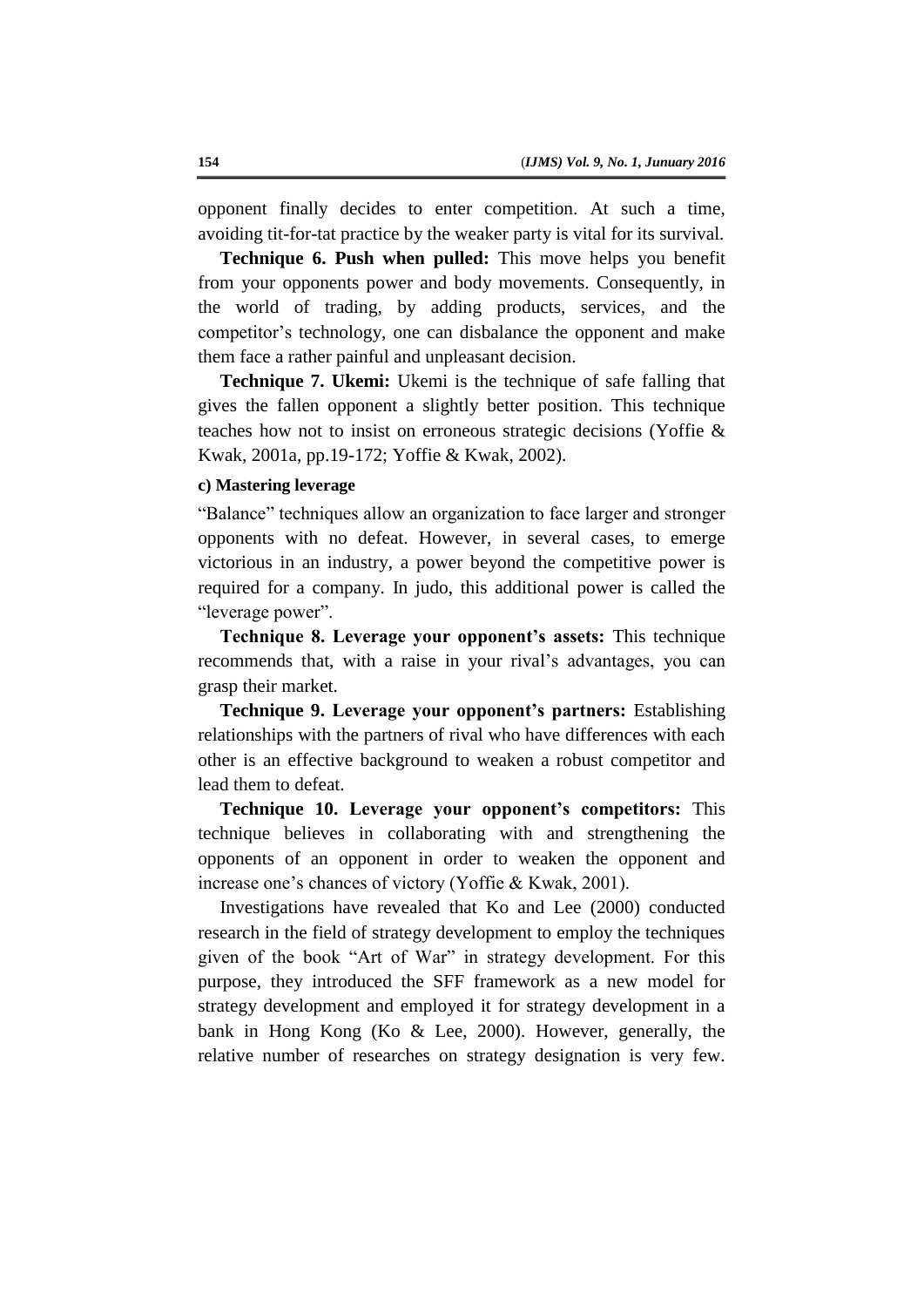opponent finally decides to enter competition. At such a time, avoiding tit-for-tat practice by the weaker party is vital for its survival.

**Technique 6. Push when pulled:** This move helps you benefit from your opponents power and body movements. Consequently, in the world of trading, by adding products, services, and the competitor's technology, one can disbalance the opponent and make them face a rather painful and unpleasant decision.

**Technique 7. Ukemi:** Ukemi is the technique of safe falling that gives the fallen opponent a slightly better position. This technique teaches how not to insist on erroneous strategic decisions (Yoffie & Kwak, 2001a, pp.19-172; Yoffie & Kwak, 2002).

#### c) Mastering leverage

"Balance" techniques allow an organization to face larger and stronger opponents with no defeat. However, in several cases, to emerge victorious in an industry, a power beyond the competitive power is required for a company. In judo, this additional power is called the "leverage power".

**Technique 8. Leverage your opponent's assets:** This technique recommends that, with a raise in your rival's advantages, you can grasp their market.

**Technique 9. Leverage your opponent's partners:** Establishing relationships with the partners of rival who have differences with each other is an effective background to weaken a robust competitor and lead them to defeat.

**Technique 10. Leverage your opponent's competitors:** This technique believes in collaborating with and strengthening the opponents of an opponent in order to weaken the opponent and increase one's chances of victory (Yoffie & Kwak, 2001).

Investigations have revealed that Ko and Lee (2000) conducted research in the field of strategy development to employ the techniques given of the book "Art of War" in strategy development. For this purpose, they introduced the SFF framework as a new model for strategy development and employed it for strategy development in a bank in Hong Kong (Ko & Lee, 2000). However, generally, the relative number of researches on strategy designation is very few.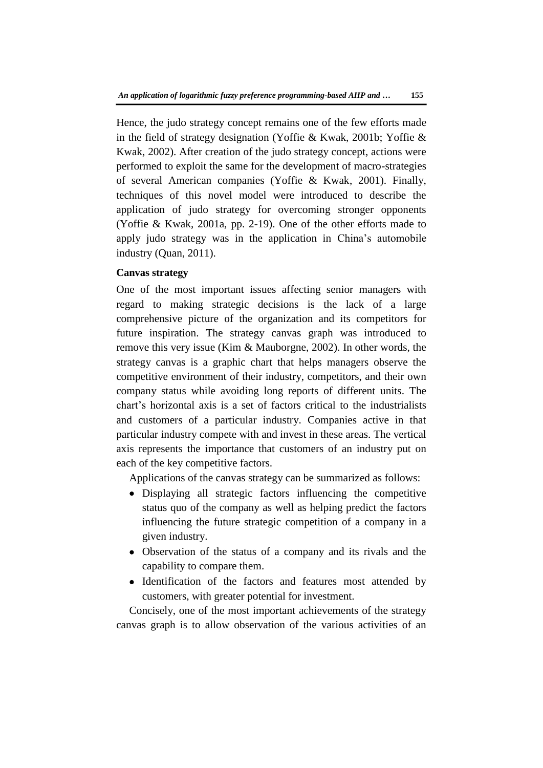Hence, the judo strategy concept remains one of the few efforts made in the field of strategy designation (Yoffie & Kwak, 2001b; Yoffie & Kwak, 2002). After creation of the judo strategy concept, actions were performed to exploit the same for the development of macro-strategies of several American companies (Yoffie & Kwak, 2001). Finally, techniques of this novel model were introduced to describe the application of judo strategy for overcoming stronger opponents (Yoffie & Kwak, 2001a, pp. 2-19). One of the other efforts made to apply judo strategy was in the application in China's automobile industry (Quan, 2011).

**Canvas strategy**

One of the most important issues affecting senior managers with regard to making strategic decisions is the lack of a large comprehensive picture of the organization and its competitors for future inspiration. The strategy canvas graph was introduced to remove this very issue (Kim & Mauborgne, 2002). In other words, the strategy canvas is a graphic chart that helps managers observe the competitive environment of their industry, competitors, and their own company status while avoiding long reports of different units. The chart's horizontal axis is a set of factors critical to the industrialists and customers of a particular industry. Companies active in that particular industry compete with and invest in these areas. The vertical axis represents the importance that customers of an industry put on each of the key competitive factors.

Applications of the canvas strategy can be summarized as follows:

- Displaying all strategic factors influencing the competitive status quo of the company as well as helping predict the factors influencing the future strategic competition of a company in a given industry.
- Observation of the status of a company and its rivals and the capability to compare them.
- Identification of the factors and features most attended by customers, with greater potential for investment.

Concisely, one of the most important achievements of the strategy canvas graph is to allow observation of the various activities of an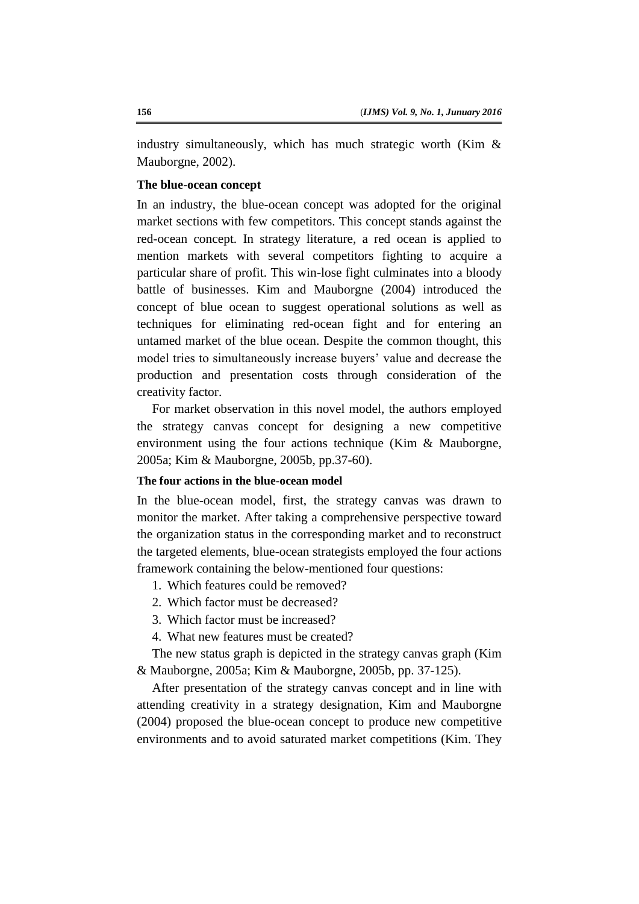industry simultaneously, which has much strategic worth (Kim & Mauborgne, 2002).

### The blue-ocean concept

In an industry, the blue-ocean concept was adopted for the original market sections with few competitors. This concept stands against the red-ocean concept. In strategy literature, a red ocean is applied to mention markets with several competitors fighting to acquire a particular share of profit. This win-lose fight culminates into a bloody battle of businesses. Kim and Mauborgne (2004) introduced the concept of blue ocean to suggest operational solutions as well as techniques for eliminating red-ocean fight and for entering an untamed market of the blue ocean. Despite the common thought, this model tries to simultaneously increase buyers' value and decrease the production and presentation costs through consideration of the creativity factor.

For market observation in this novel model, the authors employed the strategy canvas concept for designing a new competitive environment using the four actions technique (Kim & Mauborgne, 2005a; Kim & Mauborgne, 2005b, pp.37-60).

### The four actions in the blue-ocean model

In the blue-ocean model, first, the strategy canvas was drawn to monitor the market. After taking a comprehensive perspective toward the organization status in the corresponding market and to reconstruct the targeted elements, blue-ocean strategists employed the four actions framework containing the below-mentioned four questions:

1. Which features could be removed?
2. Which factor must be decreased?
3. Which factor must be increased?
4. What new features must be created?

The new status graph is depicted in the strategy canvas graph (Kim & Mauborgne, 2005a; Kim & Mauborgne, 2005b, pp. 37-125).

After presentation of the strategy canvas concept and in line with attending creativity in a strategy designation, Kim and Mauborgne (2004) proposed the blue-ocean concept to produce new competitive environments and to avoid saturated market competitions (Kim. They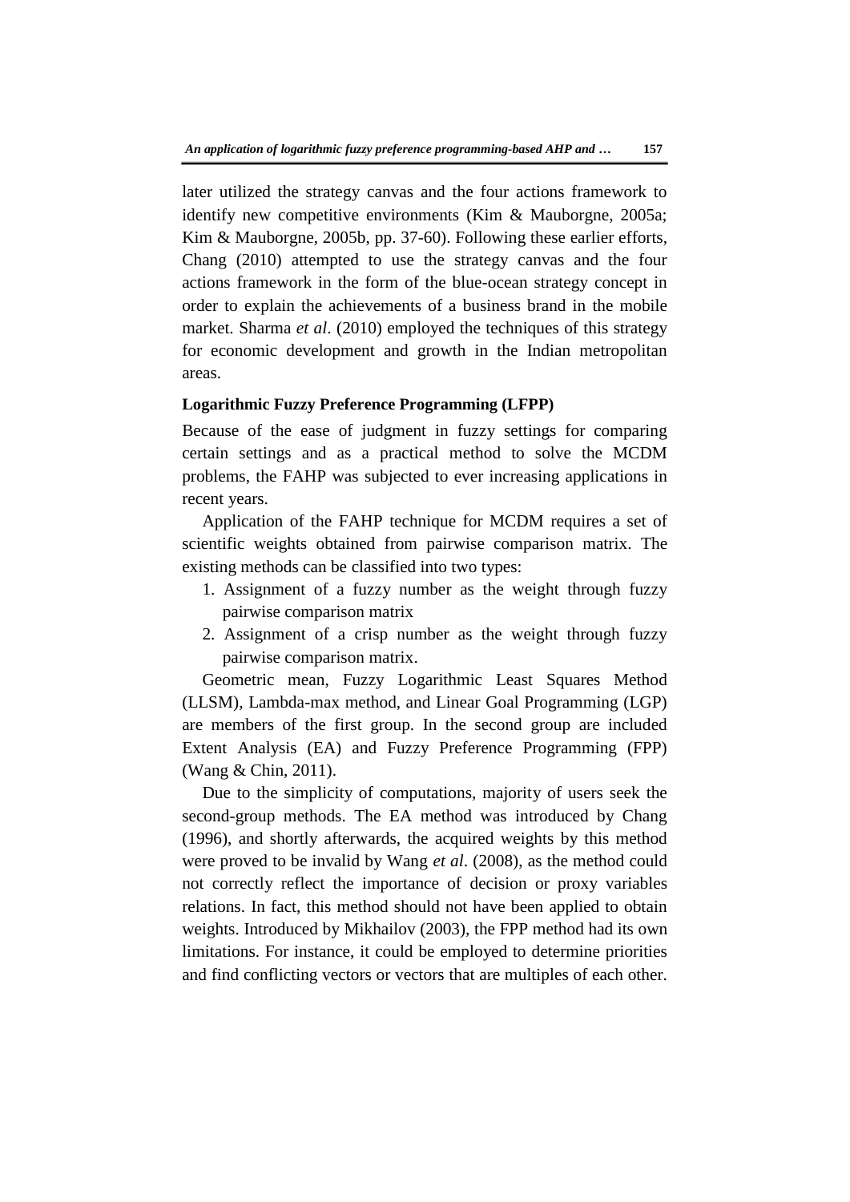later utilized the strategy canvas and the four actions framework to identify new competitive environments (Kim & Mauborgne, 2005a; Kim & Mauborgne, 2005b, pp. 37-60). Following these earlier efforts, Chang (2010) attempted to use the strategy canvas and the four actions framework in the form of the blue-ocean strategy concept in order to explain the achievements of a business brand in the mobile market. Sharma *et al*. (2010) employed the techniques of this strategy for economic development and growth in the Indian metropolitan areas.

**Logarithmic Fuzzy Preference Programming (LFPP)**

Because of the ease of judgment in fuzzy settings for comparing certain settings and as a practical method to solve the MCDM problems, the FAHP was subjected to ever increasing applications in recent years.

Application of the FAHP technique for MCDM requires a set of scientific weights obtained from pairwise comparison matrix. The existing methods can be classified into two types:

1. Assignment of a fuzzy number as the weight through fuzzy pairwise comparison matrix
2. Assignment of a crisp number as the weight through fuzzy pairwise comparison matrix.

Geometric mean, Fuzzy Logarithmic Least Squares Method (LLSM), Lambda-max method, and Linear Goal Programming (LGP) are members of the first group. In the second group are included Extent Analysis (EA) and Fuzzy Preference Programming (FPP) (Wang & Chin, 2011).

Due to the simplicity of computations, majority of users seek the second-group methods. The EA method was introduced by Chang (1996), and shortly afterwards, the acquired weights by this method were proved to be invalid by Wang *et al*. (2008), as the method could not correctly reflect the importance of decision or proxy variables relations. In fact, this method should not have been applied to obtain weights. Introduced by Mikhailov (2003), the FPP method had its own limitations. For instance, it could be employed to determine priorities and find conflicting vectors or vectors that are multiples of each other.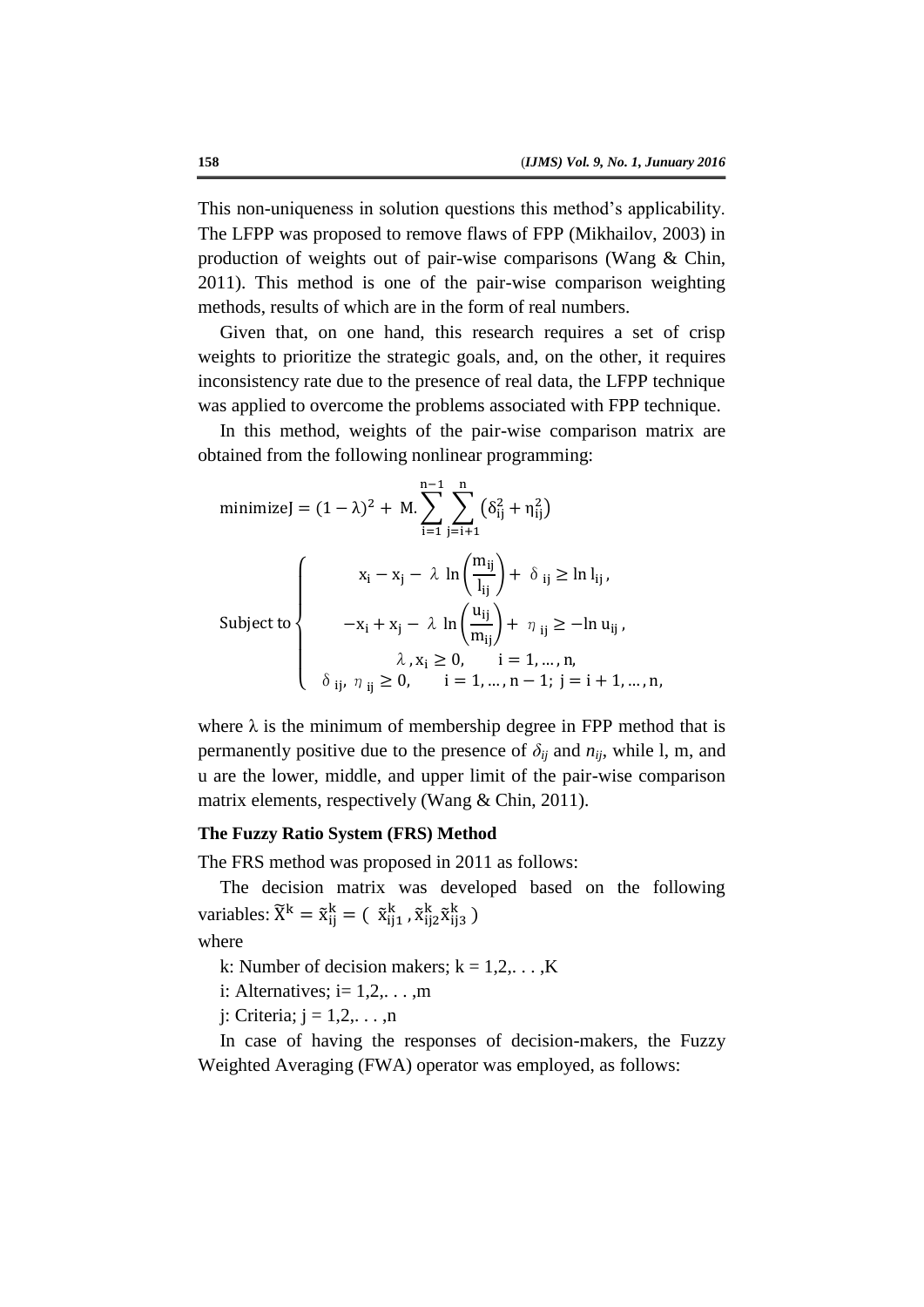This non-uniqueness in solution questions this method's applicability. The LFPP was proposed to remove flaws of FPP (Mikhailov, 2003) in production of weights out of pair-wise comparisons (Wang & Chin, 2011). This method is one of the pair-wise comparison weighting methods, results of which are in the form of real numbers.

Given that, on one hand, this research requires a set of crisp weights to prioritize the strategic goals, and, on the other, it requires inconsistency rate due to the presence of real data, the LFPP technique was applied to overcome the problems associated with FPP technique.

In this method, weights of the pair-wise comparison matrix are obtained from the following nonlinear programming:

$$\text{minimize} J = (1-\lambda)^2 + M.\sum_{i=1}^{n-1}\sum_{j=i+1}^{n}\left(\delta_{ij}^2 + \eta_{ij}^2\right)$$

$$\text{Subject to}\begin{cases} x_i - x_j - \lambda \ln\left(\dfrac{m_{ij}}{l_{ij}}\right) + \delta_{ij} \geq \ln l_{ij}, \\ -x_i + x_j - \lambda \ln\left(\dfrac{u_{ij}}{m_{ij}}\right) + \eta_{ij} \geq -\ln u_{ij}, \\ \lambda, x_i \geq 0, \quad i = 1, \ldots, n, \\ \delta_{ij}, \eta_{ij} \geq 0, \quad i = 1, \ldots, n-1;\ j = i+1, \ldots, n, \end{cases}$$

where $\lambda$ is the minimum of membership degree in FPP method that is permanently positive due to the presence of $\delta_{ij}$ and $n_{ij}$, while l, m, and u are the lower, middle, and upper limit of the pair-wise comparison matrix elements, respectively (Wang & Chin, 2011).

**The Fuzzy Ratio System (FRS) Method**

The FRS method was proposed in 2011 as follows:

The decision matrix was developed based on the following variables: $\widetilde{X}^k = \tilde{x}_{ij}^k = (\ \tilde{x}_{ij1}^k, \tilde{x}_{ij2}^k \tilde{x}_{ij3}^k\ )$

where

k: Number of decision makers; k = 1,2,. . . ,K

i: Alternatives; i= 1,2,. . . ,m

j: Criteria; j = 1,2,. . . ,n

In case of having the responses of decision-makers, the Fuzzy Weighted Averaging (FWA) operator was employed, as follows: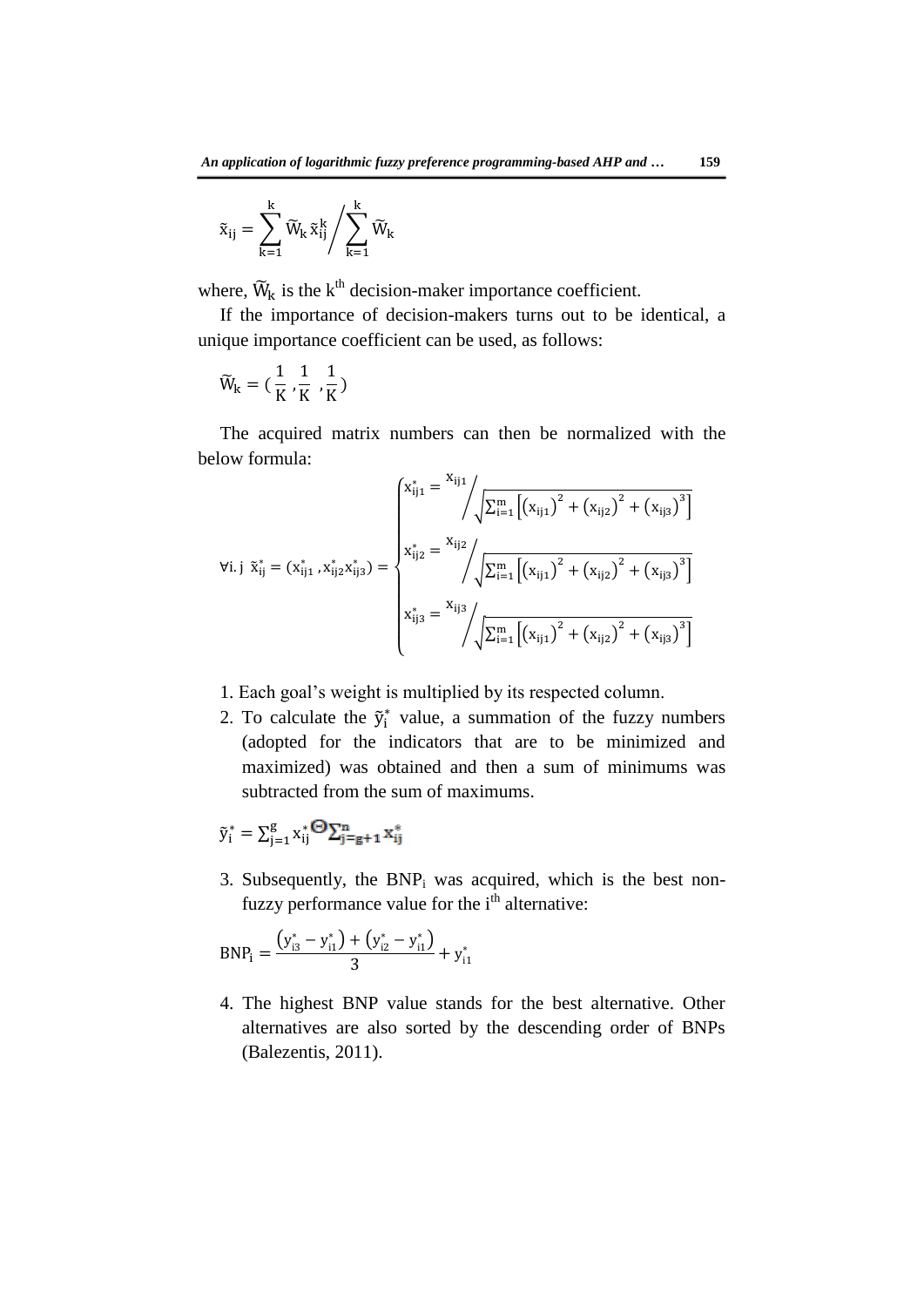$$\tilde{x}_{ij} = \sum_{k=1}^{k} \widetilde{W}_k \, \tilde{x}_{ij}^{k} \bigg/ \sum_{k=1}^{k} \widetilde{W}_k$$

where, $\widetilde{W}_k$ is the $k^{th}$ decision-maker importance coefficient.

If the importance of decision-makers turns out to be identical, a unique importance coefficient can be used, as follows:

$$\widetilde{W}_k = \left(\frac{1}{K}, \frac{1}{K}, \frac{1}{K}\right)$$

The acquired matrix numbers can then be normalized with the below formula:

$$\forall i.j \;\; \tilde{x}_{ij}^{*} = (x_{ij1}^{*}, x_{ij2}^{*} x_{ij3}^{*}) = \begin{cases} x_{ij1}^{*} = x_{ij1} \Big/ \sqrt{\sum_{i=1}^{m} \left[ (x_{ij1})^2 + (x_{ij2})^2 + (x_{ij3})^3 \right]} \\ x_{ij2}^{*} = x_{ij2} \Big/ \sqrt{\sum_{i=1}^{m} \left[ (x_{ij1})^2 + (x_{ij2})^2 + (x_{ij3})^3 \right]} \\ x_{ij3}^{*} = x_{ij3} \Big/ \sqrt{\sum_{i=1}^{m} \left[ (x_{ij1})^2 + (x_{ij2})^2 + (x_{ij3})^3 \right]} \end{cases}$$

1. Each goal's weight is multiplied by its respected column.
2. To calculate the $\tilde{y}_i^{*}$ value, a summation of the fuzzy numbers (adopted for the indicators that are to be minimized and maximized) was obtained and then a sum of minimums was subtracted from the sum of maximums.

$$\tilde{y}_i^{*} = \sum_{j=1}^{g} x_{ij}^{*} \ominus \sum_{j=g+1}^{n} x_{ij}^{*}$$

3. Subsequently, the $BNP_i$ was acquired, which is the best non-fuzzy performance value for the $i^{th}$ alternative:

$$BNP_i = \frac{(y_{i3}^{*} - y_{i1}^{*}) + (y_{i2}^{*} - y_{i1}^{*})}{3} + y_{i1}^{*}$$

4. The highest BNP value stands for the best alternative. Other alternatives are also sorted by the descending order of BNPs (Balezentis, 2011).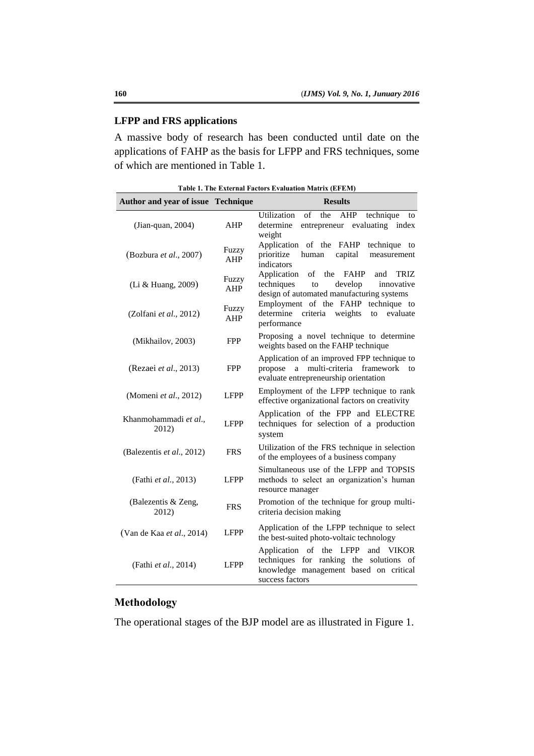## LFPP and FRS applications

A massive body of research has been conducted until date on the applications of FAHP as the basis for LFPP and FRS techniques, some of which are mentioned in Table 1.

**Table 1. The External Factors Evaluation Matrix (EFEM)**

| Author and year of issue | Technique | Results |
|---|---|---|
| (Jian-quan, 2004) | AHP | Utilization of the AHP technique to determine entrepreneur evaluating index weight |
| (Bozbura *et al*., 2007) | Fuzzy AHP | Application of the FAHP technique to prioritize human capital measurement indicators |
| (Li & Huang, 2009) | Fuzzy AHP | Application of the FAHP and TRIZ techniques to develop innovative design of automated manufacturing systems |
| (Zolfani *et al*., 2012) | Fuzzy AHP | Employment of the FAHP technique to determine criteria weights to evaluate performance |
| (Mikhailov, 2003) | FPP | Proposing a novel technique to determine weights based on the FAHP technique |
| (Rezaei *et al*., 2013) | FPP | Application of an improved FPP technique to propose a multi-criteria framework to evaluate entrepreneurship orientation |
| (Momeni *et al*., 2012) | LFPP | Employment of the LFPP technique to rank effective organizational factors on creativity |
| Khanmohammadi *et al*., 2012) | LFPP | Application of the FPP and ELECTRE techniques for selection of a production system |
| (Balezentis *et al*., 2012) | FRS | Utilization of the FRS technique in selection of the employees of a business company |
| (Fathi *et al*., 2013) | LFPP | Simultaneous use of the LFPP and TOPSIS methods to select an organization's human resource manager |
| (Balezentis & Zeng, 2012) | FRS | Promotion of the technique for group multi-criteria decision making |
| (Van de Kaa *et al*., 2014) | LFPP | Application of the LFPP technique to select the best-suited photo-voltaic technology |
| (Fathi *et al*., 2014) | LFPP | Application of the LFPP and VIKOR techniques for ranking the solutions of knowledge management based on critical success factors |

## Methodology

The operational stages of the BJP model are as illustrated in Figure 1.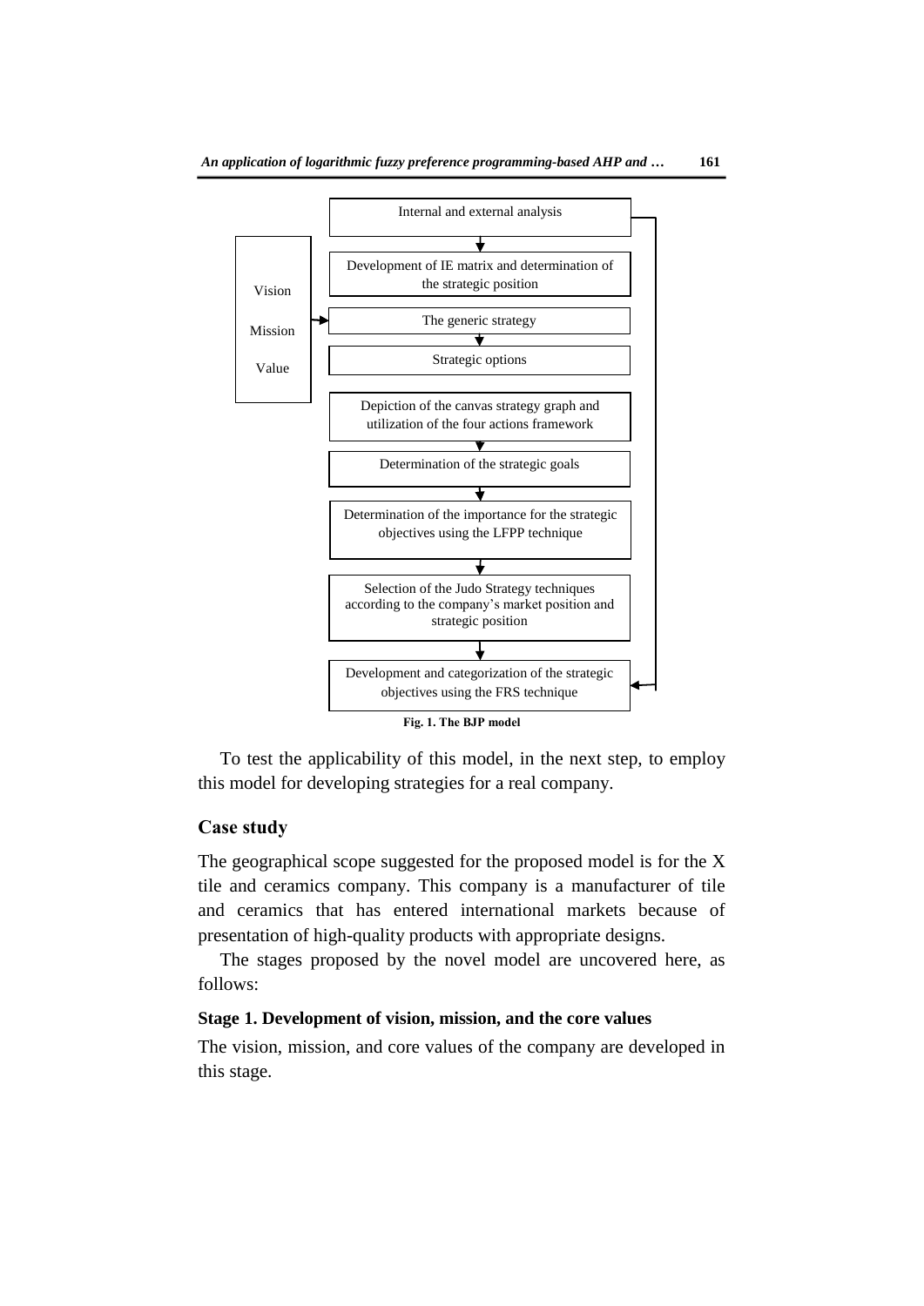Internal and external analysis

Development of IE matrix and determination of the strategic position

Vision

Mission

Value

The generic strategy

Strategic options

Depiction of the canvas strategy graph and utilization of the four actions framework

Determination of the strategic goals

Determination of the importance for the strategic objectives using the LFPP technique

Selection of the Judo Strategy techniques according to the company's market position and strategic position

Development and categorization of the strategic objectives using the FRS technique

**Fig. 1. The BJP model**

To test the applicability of this model, in the next step, to employ this model for developing strategies for a real company.

## Case study

The geographical scope suggested for the proposed model is for the X tile and ceramics company. This company is a manufacturer of tile and ceramics that has entered international markets because of presentation of high-quality products with appropriate designs.

The stages proposed by the novel model are uncovered here, as follows:

### Stage 1. Development of vision, mission, and the core values

The vision, mission, and core values of the company are developed in this stage.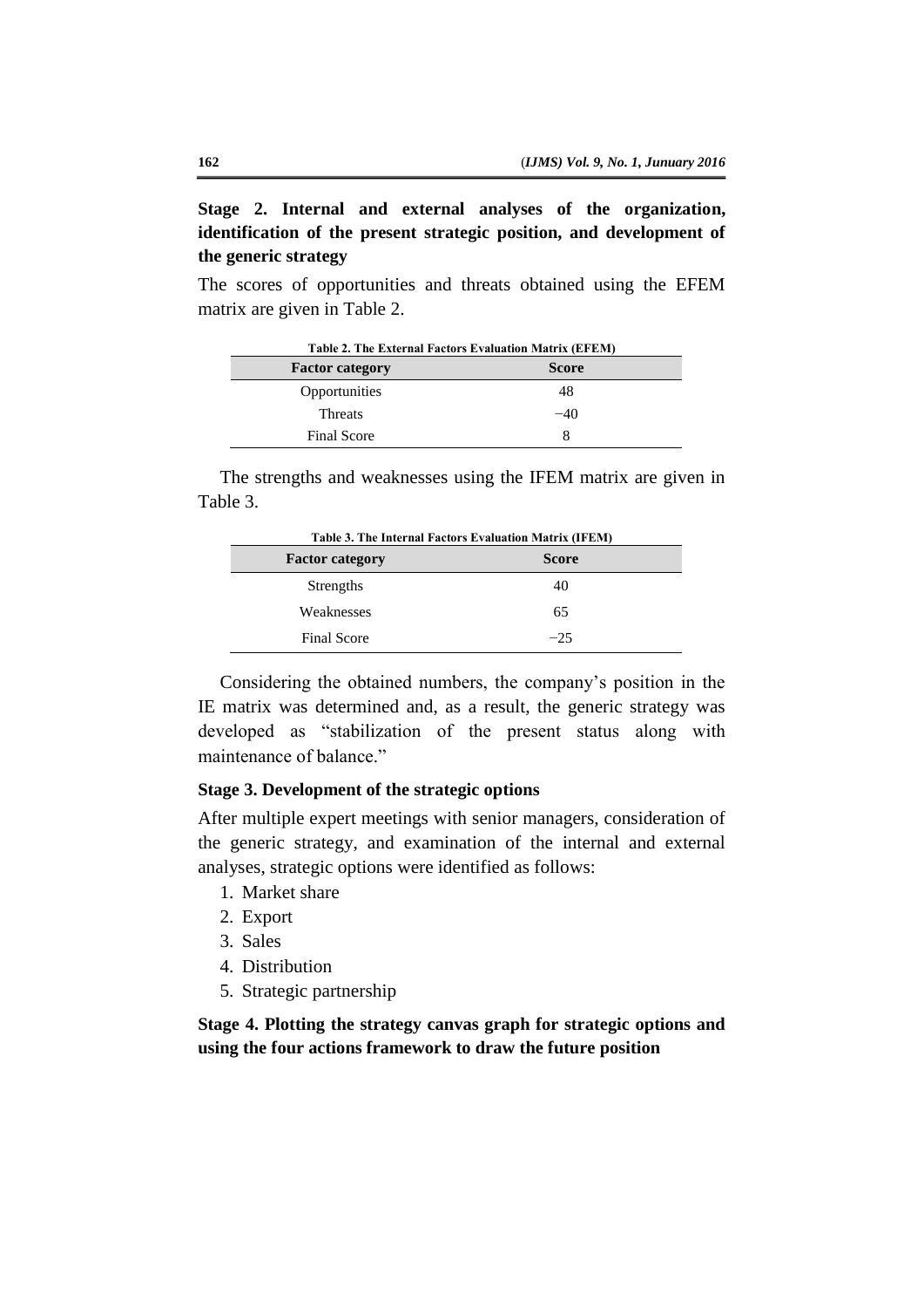**Stage 2. Internal and external analyses of the organization, identification of the present strategic position, and development of the generic strategy**

The scores of opportunities and threats obtained using the EFEM matrix are given in Table 2.

**Table 2. The External Factors Evaluation Matrix (EFEM)**

| Factor category | Score |
|---|---|
| Opportunities | 48 |
| Threats | −40 |
| Final Score | 8 |

The strengths and weaknesses using the IFEM matrix are given in Table 3.

**Table 3. The Internal Factors Evaluation Matrix (IFEM)**

| Factor category | Score |
|---|---|
| Strengths | 40 |
| Weaknesses | 65 |
| Final Score | −25 |

Considering the obtained numbers, the company's position in the IE matrix was determined and, as a result, the generic strategy was developed as "stabilization of the present status along with maintenance of balance."

**Stage 3. Development of the strategic options**

After multiple expert meetings with senior managers, consideration of the generic strategy, and examination of the internal and external analyses, strategic options were identified as follows:

1. Market share
2. Export
3. Sales
4. Distribution
5. Strategic partnership

**Stage 4. Plotting the strategy canvas graph for strategic options and using the four actions framework to draw the future position**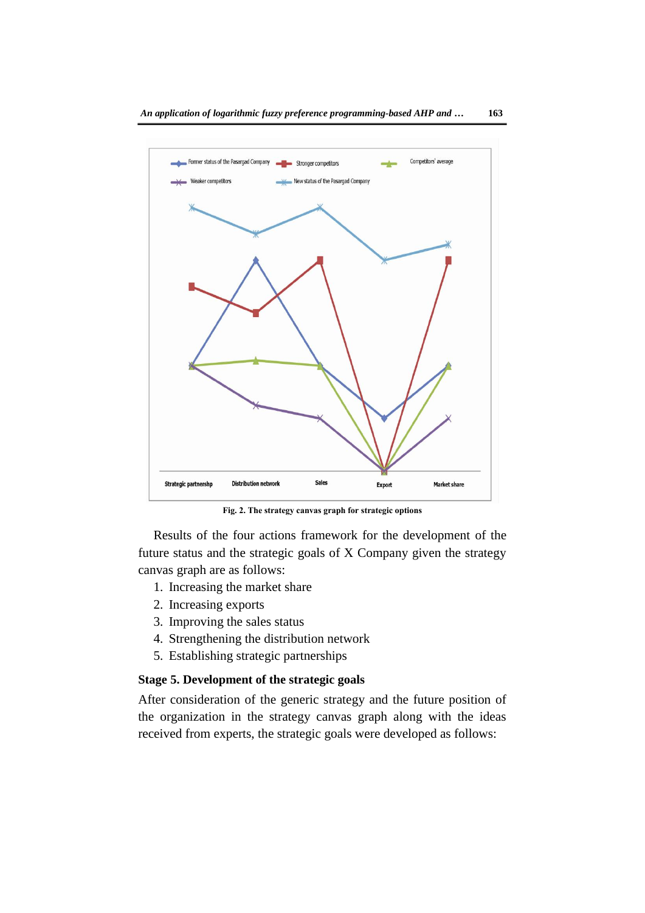Fig. 2. The strategy canvas graph for strategic options

Results of the four actions framework for the development of the future status and the strategic goals of X Company given the strategy canvas graph are as follows:

1. Increasing the market share
2. Increasing exports
3. Improving the sales status
4. Strengthening the distribution network
5. Establishing strategic partnerships

### Stage 5. Development of the strategic goals

After consideration of the generic strategy and the future position of the organization in the strategy canvas graph along with the ideas received from experts, the strategic goals were developed as follows: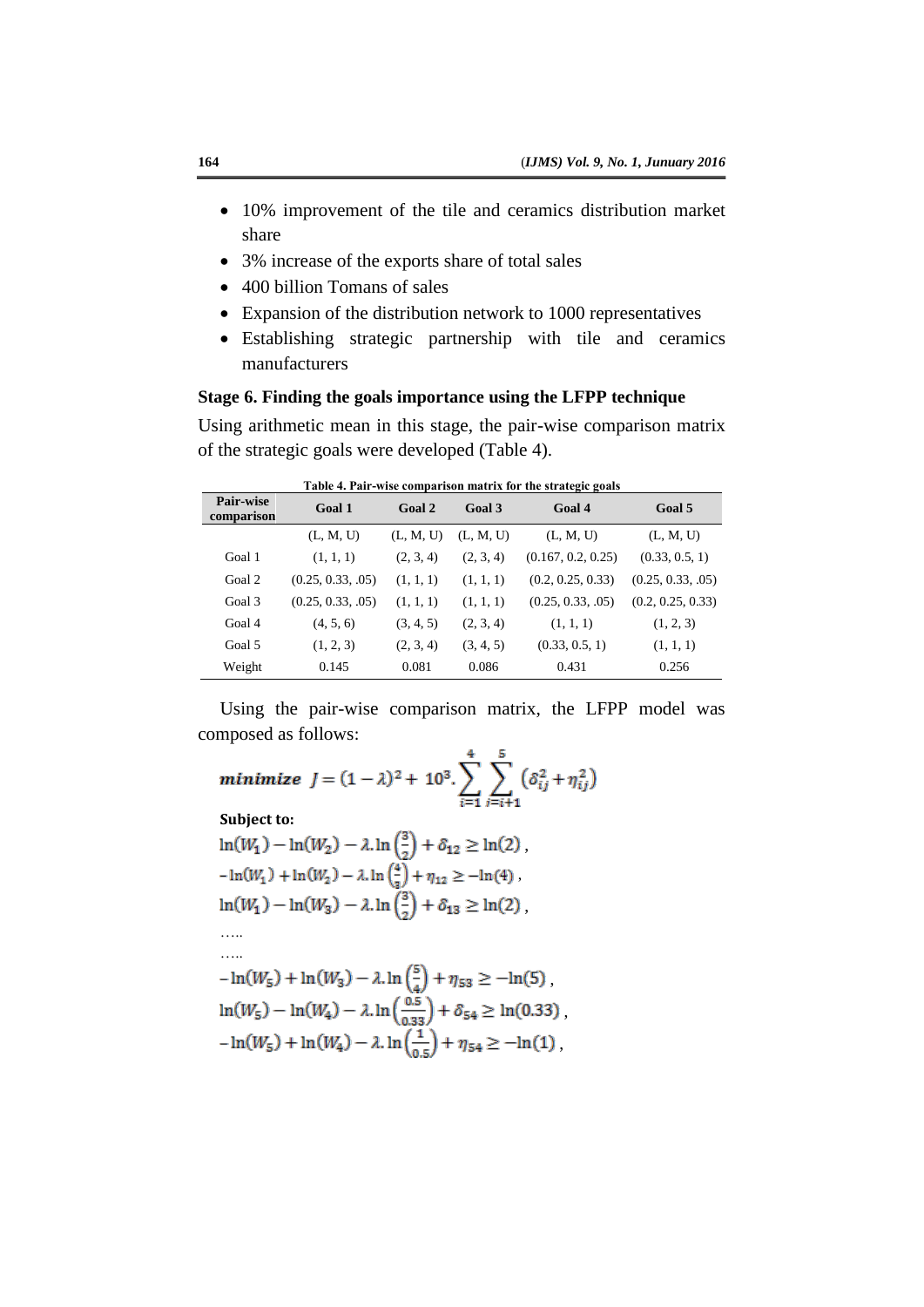- 10% improvement of the tile and ceramics distribution market share
- 3% increase of the exports share of total sales
- 400 billion Tomans of sales
- Expansion of the distribution network to 1000 representatives
- Establishing strategic partnership with tile and ceramics manufacturers

**Stage 6. Finding the goals importance using the LFPP technique**

Using arithmetic mean in this stage, the pair-wise comparison matrix of the strategic goals were developed (Table 4).

**Table 4. Pair-wise comparison matrix for the strategic goals**

| Pair-wise comparison | Goal 1 | Goal 2 | Goal 3 | Goal 4 | Goal 5 |
|---|---|---|---|---|---|
| | (L, M, U) | (L, M, U) | (L, M, U) | (L, M, U) | (L, M, U) |
| Goal 1 | (1, 1, 1) | (2, 3, 4) | (2, 3, 4) | (0.167, 0.2, 0.25) | (0.33, 0.5, 1) |
| Goal 2 | (0.25, 0.33, .05) | (1, 1, 1) | (1, 1, 1) | (0.2, 0.25, 0.33) | (0.25, 0.33, .05) |
| Goal 3 | (0.25, 0.33, .05) | (1, 1, 1) | (1, 1, 1) | (0.25, 0.33, .05) | (0.2, 0.25, 0.33) |
| Goal 4 | (4, 5, 6) | (3, 4, 5) | (2, 3, 4) | (1, 1, 1) | (1, 2, 3) |
| Goal 5 | (1, 2, 3) | (2, 3, 4) | (3, 4, 5) | (0.33, 0.5, 1) | (1, 1, 1) |
| Weight | 0.145 | 0.081 | 0.086 | 0.431 | 0.256 |

Using the pair-wise comparison matrix, the LFPP model was composed as follows:

$$\textit{minimize } J = (1-\lambda)^2 + 10^3 . \sum_{i=1}^{4} \sum_{j=i+1}^{5} \left(\delta_{ij}^2 + \eta_{ij}^2\right)$$

**Subject to:**

$$\ln(W_1) - \ln(W_2) - \lambda . \ln\left(\frac{3}{2}\right) + \delta_{12} \geq \ln(2) ,$$

$$-\ln(W_1) + \ln(W_2) - \lambda . \ln\left(\frac{4}{3}\right) + \eta_{12} \geq -\ln(4) ,$$

$$\ln(W_1) - \ln(W_3) - \lambda . \ln\left(\frac{3}{2}\right) + \delta_{13} \geq \ln(2) ,$$

…..

…..

$$-\ln(W_5) + \ln(W_3) - \lambda . \ln\left(\frac{5}{4}\right) + \eta_{53} \geq -\ln(5) ,$$

$$\ln(W_5) - \ln(W_4) - \lambda . \ln\left(\frac{0.5}{0.33}\right) + \delta_{54} \geq \ln(0.33) ,$$

$$-\ln(W_5) + \ln(W_4) - \lambda . \ln\left(\frac{1}{0.5}\right) + \eta_{54} \geq -\ln(1) ,$$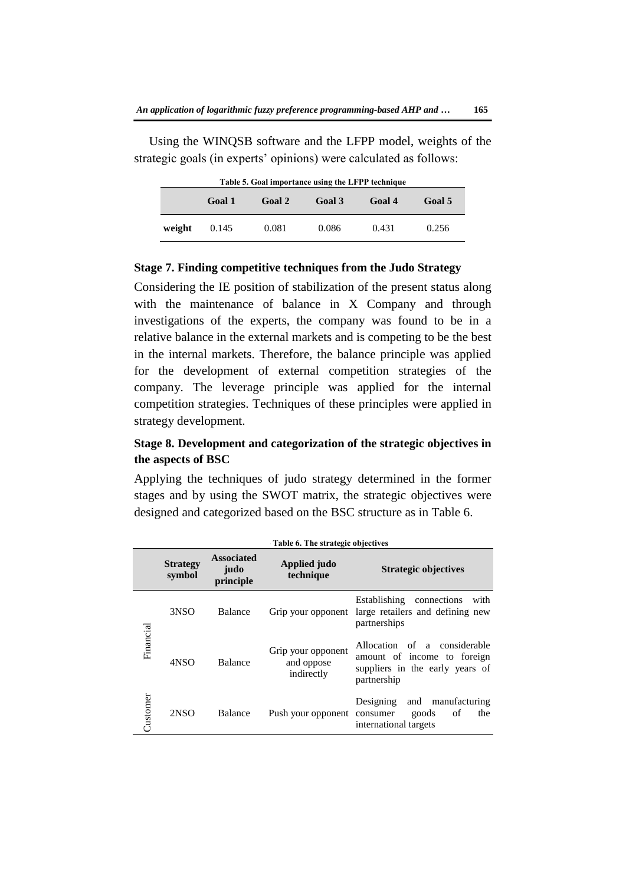Using the WINQSB software and the LFPP model, weights of the strategic goals (in experts' opinions) were calculated as follows:

**Table 5. Goal importance using the LFPP technique**

| | Goal 1 | Goal 2 | Goal 3 | Goal 4 | Goal 5 |
|---|---|---|---|---|---|
| **weight** | 0.145 | 0.081 | 0.086 | 0.431 | 0.256 |

**Stage 7. Finding competitive techniques from the Judo Strategy**

Considering the IE position of stabilization of the present status along with the maintenance of balance in X Company and through investigations of the experts, the company was found to be in a relative balance in the external markets and is competing to be the best in the internal markets. Therefore, the balance principle was applied for the development of external competition strategies of the company. The leverage principle was applied for the internal competition strategies. Techniques of these principles were applied in strategy development.

**Stage 8. Development and categorization of the strategic objectives in the aspects of BSC**

Applying the techniques of judo strategy determined in the former stages and by using the SWOT matrix, the strategic objectives were designed and categorized based on the BSC structure as in Table 6.

**Table 6. The strategic objectives**

| | Strategy symbol | Associated judo principle | Applied judo technique | Strategic objectives |
|---|---|---|---|---|
| Financial | 3NSO | Balance | Grip your opponent | Establishing connections with large retailers and defining new partnerships |
| | 4NSO | Balance | Grip your opponent and oppose indirectly | Allocation of a considerable amount of income to foreign suppliers in the early years of partnership |
| Customer | 2NSO | Balance | Push your opponent | Designing and manufacturing consumer goods of the international targets |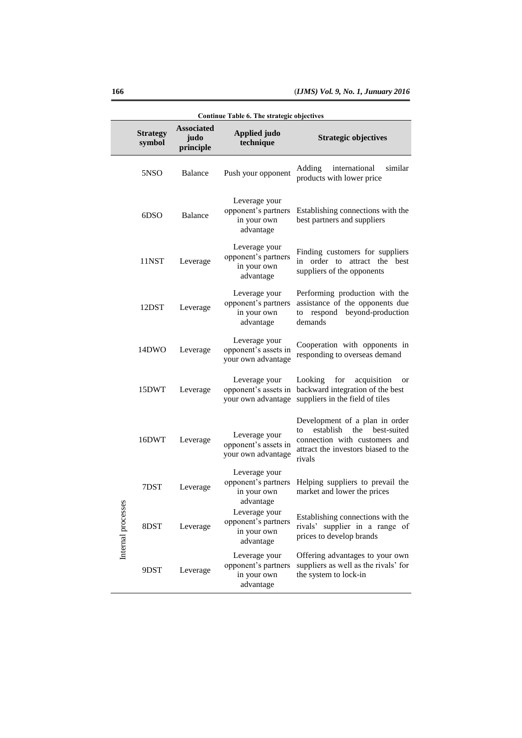**Continue Table 6. The strategic objectives**

| | Strategy symbol | Associated judo principle | Applied judo technique | Strategic objectives |
|---|---|---|---|---|
| | 5NSO | Balance | Push your opponent | Adding international similar products with lower price |
| | 6DSO | Balance | Leverage your opponent's partners in your own advantage | Establishing connections with the best partners and suppliers |
| | 11NST | Leverage | Leverage your opponent's partners in your own advantage | Finding customers for suppliers in order to attract the best suppliers of the opponents |
| | 12DST | Leverage | Leverage your opponent's partners in your own advantage | Performing production with the assistance of the opponents due to respond beyond-production demands |
| | 14DWO | Leverage | Leverage your opponent's assets in your own advantage | Cooperation with opponents in responding to overseas demand |
| | 15DWT | Leverage | Leverage your opponent's assets in your own advantage | Looking for acquisition or backward integration of the best suppliers in the field of tiles |
| | 16DWT | Leverage | Leverage your opponent's assets in your own advantage | Development of a plan in order to establish the best-suited connection with customers and attract the investors biased to the rivals |
| Internal processes | 7DST | Leverage | Leverage your opponent's partners in your own advantage | Helping suppliers to prevail the market and lower the prices |
| | 8DST | Leverage | Leverage your opponent's partners in your own advantage | Establishing connections with the rivals' supplier in a range of prices to develop brands |
| | 9DST | Leverage | Leverage your opponent's partners in your own advantage | Offering advantages to your own suppliers as well as the rivals' for the system to lock-in |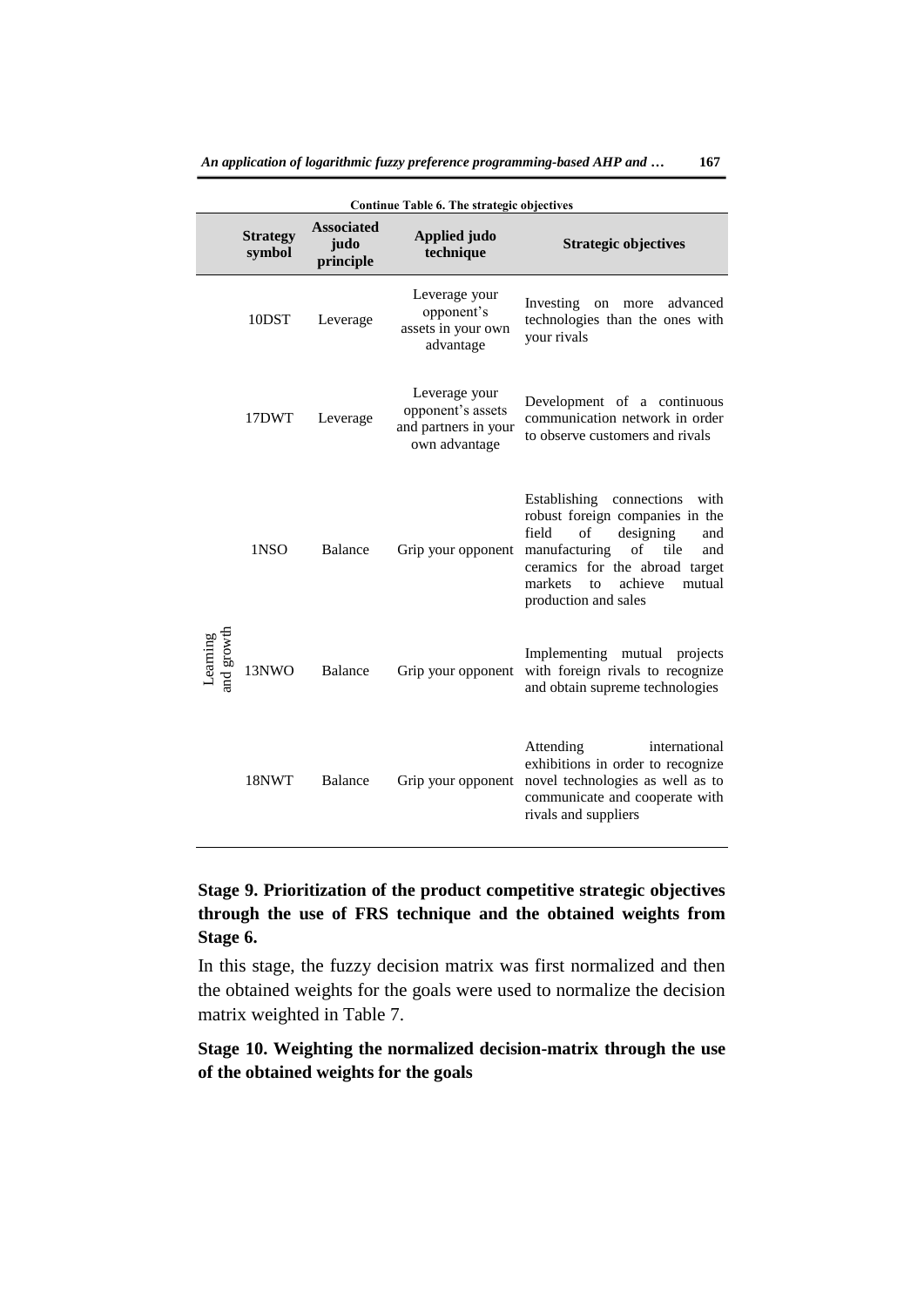**Continue Table 6. The strategic objectives**

| | Strategy symbol | Associated judo principle | Applied judo technique | Strategic objectives |
|---|---|---|---|---|
| | 10DST | Leverage | Leverage your opponent's assets in your own advantage | Investing on more advanced technologies than the ones with your rivals |
| | 17DWT | Leverage | Leverage your opponent's assets and partners in your own advantage | Development of a continuous communication network in order to observe customers and rivals |
| Learning and growth | 1NSO | Balance | Grip your opponent | Establishing connections with robust foreign companies in the field of designing and manufacturing of tile and ceramics for the abroad target markets to achieve mutual production and sales |
| | 13NWO | Balance | Grip your opponent | Implementing mutual projects with foreign rivals to recognize and obtain supreme technologies |
| | 18NWT | Balance | Grip your opponent | Attending international exhibitions in order to recognize novel technologies as well as to communicate and cooperate with rivals and suppliers |

**Stage 9. Prioritization of the product competitive strategic objectives through the use of FRS technique and the obtained weights from Stage 6.**

In this stage, the fuzzy decision matrix was first normalized and then the obtained weights for the goals were used to normalize the decision matrix weighted in Table 7.

**Stage 10. Weighting the normalized decision-matrix through the use of the obtained weights for the goals**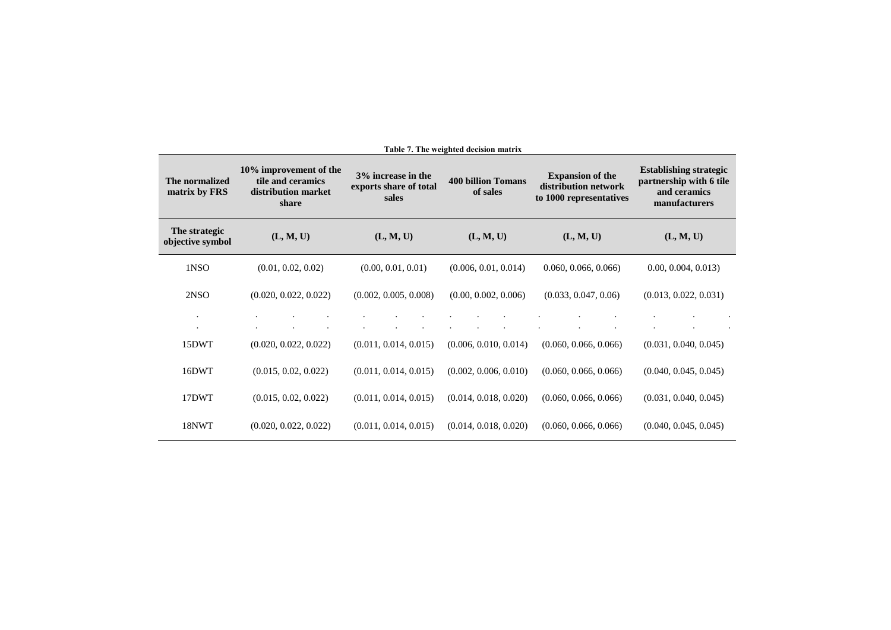**Table 7. The weighted decision matrix**

| The normalized matrix by FRS | 10% improvement of the tile and ceramics distribution market share | 3% increase in the exports share of total sales | 400 billion Tomans of sales | Expansion of the distribution network to 1000 representatives | Establishing strategic partnership with 6 tile and ceramics manufacturers |
|---|---|---|---|---|---|
| **The strategic objective symbol** | **(L, M, U)** | **(L, M, U)** | **(L, M, U)** | **(L, M, U)** | **(L, M, U)** |
| 1NSO | (0.01, 0.02, 0.02) | (0.00, 0.01, 0.01) | (0.006, 0.01, 0.014) | 0.060, 0.066, 0.066) | 0.00, 0.004, 0.013) |
| 2NSO | (0.020, 0.022, 0.022) | (0.002, 0.005, 0.008) | (0.00, 0.002, 0.006) | (0.033, 0.047, 0.06) | (0.013, 0.022, 0.031) |
| . | . . . | . . . | . . . | . . . | . . . |
| . | . . . | . . . | . . . | . . . | . . . |
| 15DWT | (0.020, 0.022, 0.022) | (0.011, 0.014, 0.015) | (0.006, 0.010, 0.014) | (0.060, 0.066, 0.066) | (0.031, 0.040, 0.045) |
| 16DWT | (0.015, 0.02, 0.022) | (0.011, 0.014, 0.015) | (0.002, 0.006, 0.010) | (0.060, 0.066, 0.066) | (0.040, 0.045, 0.045) |
| 17DWT | (0.015, 0.02, 0.022) | (0.011, 0.014, 0.015) | (0.014, 0.018, 0.020) | (0.060, 0.066, 0.066) | (0.031, 0.040, 0.045) |
| 18NWT | (0.020, 0.022, 0.022) | (0.011, 0.014, 0.015) | (0.014, 0.018, 0.020) | (0.060, 0.066, 0.066) | (0.040, 0.045, 0.045) |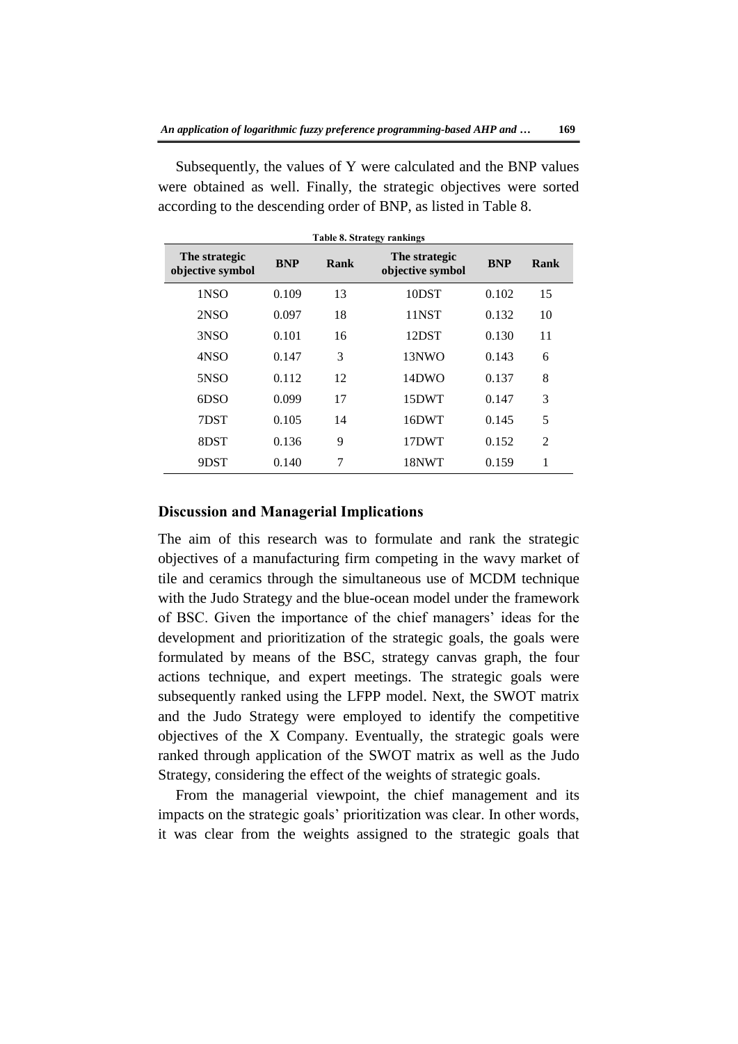Subsequently, the values of Y were calculated and the BNP values were obtained as well. Finally, the strategic objectives were sorted according to the descending order of BNP, as listed in Table 8.

**Table 8. Strategy rankings**

| The strategic objective symbol | BNP | Rank | The strategic objective symbol | BNP | Rank |
|---|---|---|---|---|---|
| 1NSO | 0.109 | 13 | 10DST | 0.102 | 15 |
| 2NSO | 0.097 | 18 | 11NST | 0.132 | 10 |
| 3NSO | 0.101 | 16 | 12DST | 0.130 | 11 |
| 4NSO | 0.147 | 3 | 13NWO | 0.143 | 6 |
| 5NSO | 0.112 | 12 | 14DWO | 0.137 | 8 |
| 6DSO | 0.099 | 17 | 15DWT | 0.147 | 3 |
| 7DST | 0.105 | 14 | 16DWT | 0.145 | 5 |
| 8DST | 0.136 | 9 | 17DWT | 0.152 | 2 |
| 9DST | 0.140 | 7 | 18NWT | 0.159 | 1 |

## Discussion and Managerial Implications

The aim of this research was to formulate and rank the strategic objectives of a manufacturing firm competing in the wavy market of tile and ceramics through the simultaneous use of MCDM technique with the Judo Strategy and the blue-ocean model under the framework of BSC. Given the importance of the chief managers' ideas for the development and prioritization of the strategic goals, the goals were formulated by means of the BSC, strategy canvas graph, the four actions technique, and expert meetings. The strategic goals were subsequently ranked using the LFPP model. Next, the SWOT matrix and the Judo Strategy were employed to identify the competitive objectives of the X Company. Eventually, the strategic goals were ranked through application of the SWOT matrix as well as the Judo Strategy, considering the effect of the weights of strategic goals.

From the managerial viewpoint, the chief management and its impacts on the strategic goals' prioritization was clear. In other words, it was clear from the weights assigned to the strategic goals that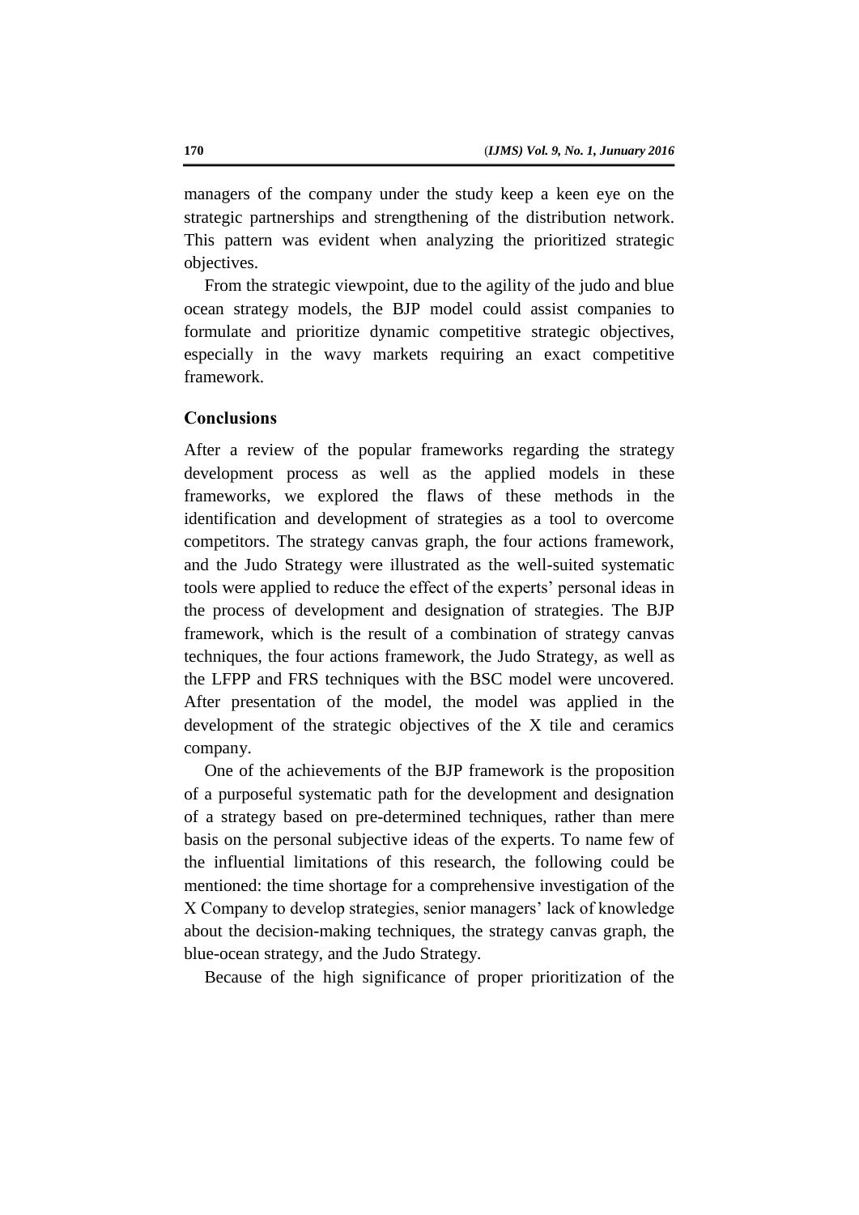managers of the company under the study keep a keen eye on the strategic partnerships and strengthening of the distribution network. This pattern was evident when analyzing the prioritized strategic objectives.

From the strategic viewpoint, due to the agility of the judo and blue ocean strategy models, the BJP model could assist companies to formulate and prioritize dynamic competitive strategic objectives, especially in the wavy markets requiring an exact competitive framework.

## Conclusions

After a review of the popular frameworks regarding the strategy development process as well as the applied models in these frameworks, we explored the flaws of these methods in the identification and development of strategies as a tool to overcome competitors. The strategy canvas graph, the four actions framework, and the Judo Strategy were illustrated as the well-suited systematic tools were applied to reduce the effect of the experts' personal ideas in the process of development and designation of strategies. The BJP framework, which is the result of a combination of strategy canvas techniques, the four actions framework, the Judo Strategy, as well as the LFPP and FRS techniques with the BSC model were uncovered. After presentation of the model, the model was applied in the development of the strategic objectives of the X tile and ceramics company.

One of the achievements of the BJP framework is the proposition of a purposeful systematic path for the development and designation of a strategy based on pre-determined techniques, rather than mere basis on the personal subjective ideas of the experts. To name few of the influential limitations of this research, the following could be mentioned: the time shortage for a comprehensive investigation of the X Company to develop strategies, senior managers' lack of knowledge about the decision-making techniques, the strategy canvas graph, the blue-ocean strategy, and the Judo Strategy.

Because of the high significance of proper prioritization of the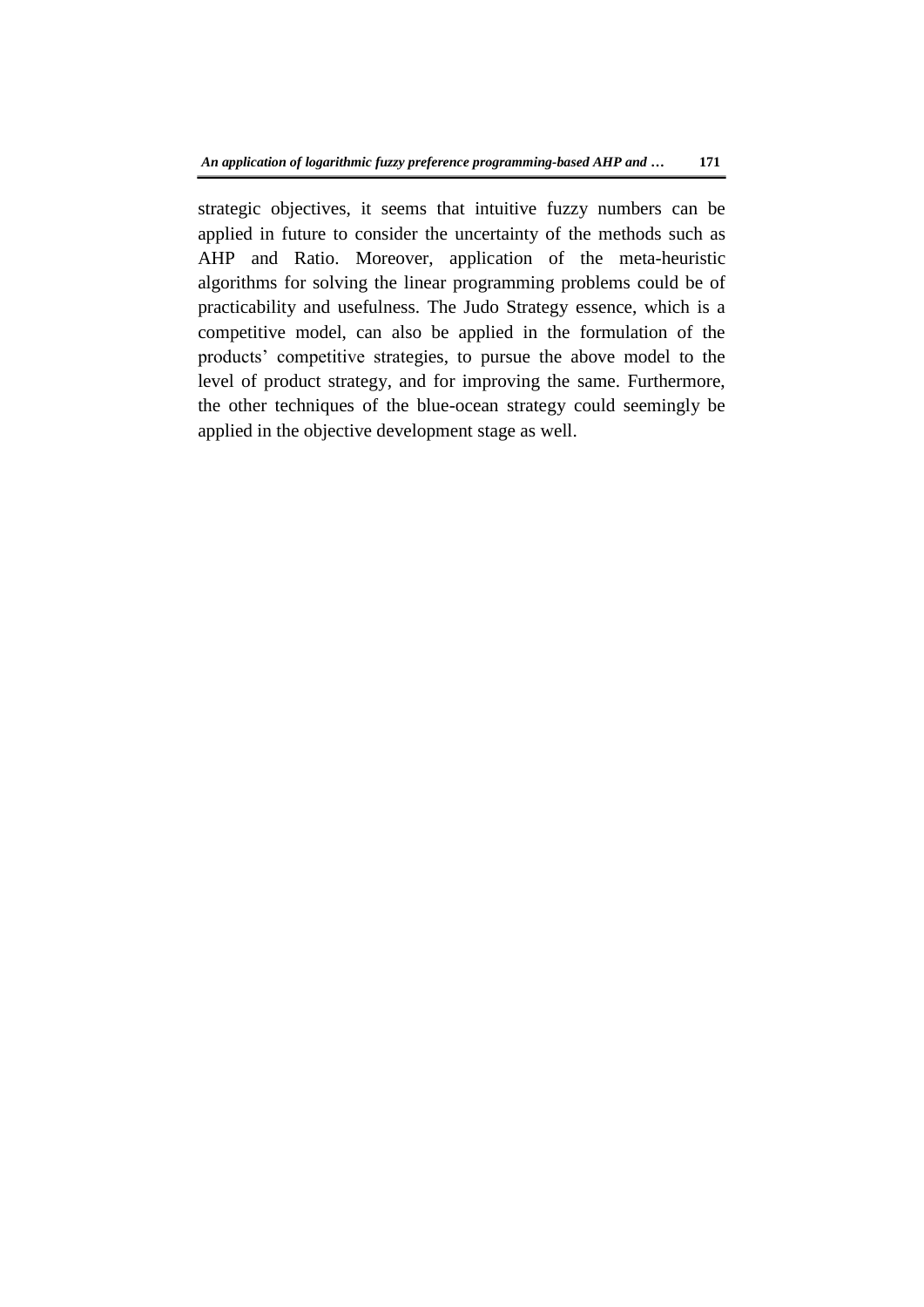strategic objectives, it seems that intuitive fuzzy numbers can be applied in future to consider the uncertainty of the methods such as AHP and Ratio. Moreover, application of the meta-heuristic algorithms for solving the linear programming problems could be of practicability and usefulness. The Judo Strategy essence, which is a competitive model, can also be applied in the formulation of the products' competitive strategies, to pursue the above model to the level of product strategy, and for improving the same. Furthermore, the other techniques of the blue-ocean strategy could seemingly be applied in the objective development stage as well.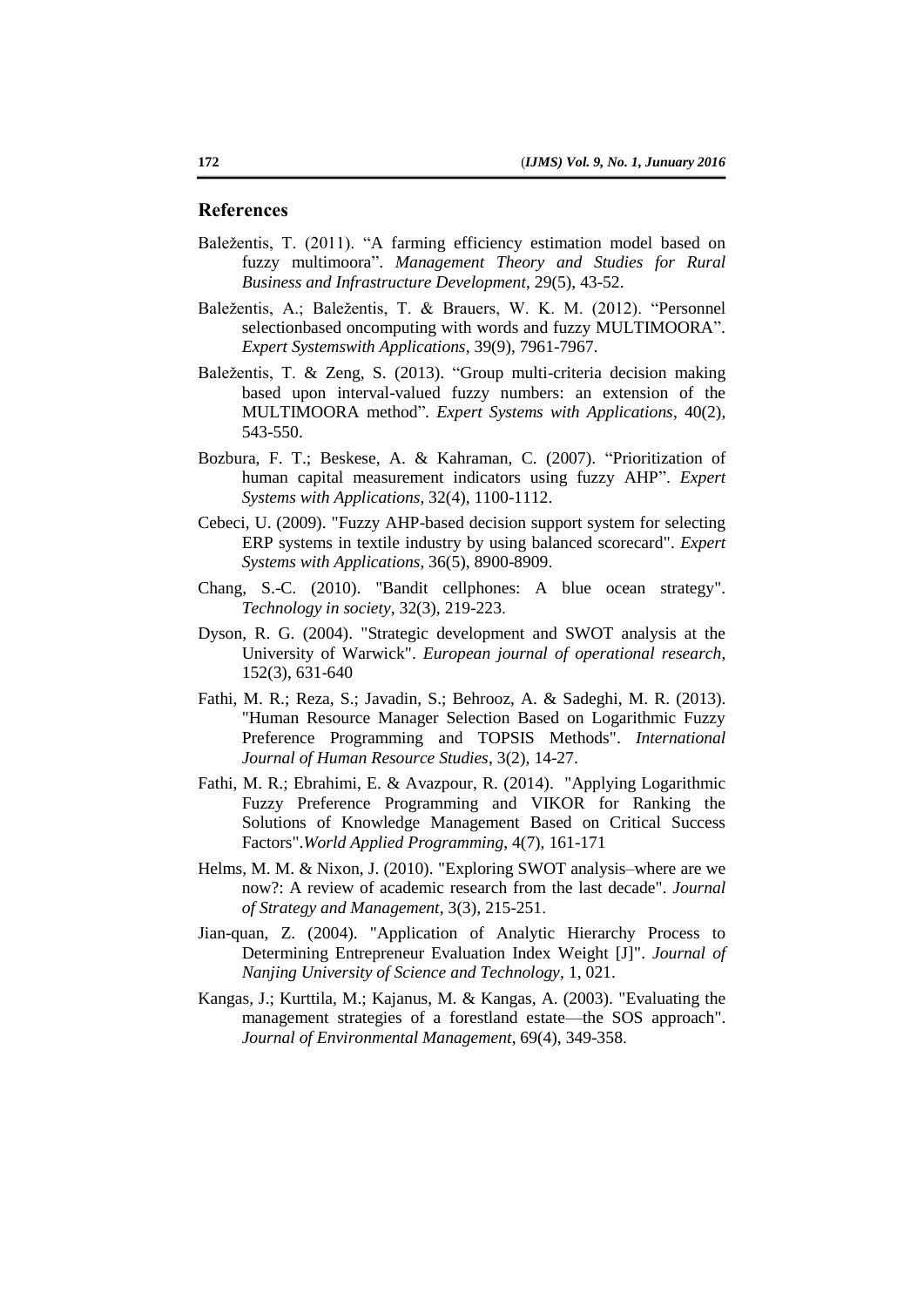## References

Baležentis, T. (2011). “A farming efficiency estimation model based on fuzzy multimoora”. *Management Theory and Studies for Rural Business and Infrastructure Development*, 29(5), 43-52.

Baležentis, A.; Baležentis, T. & Brauers, W. K. M. (2012). “Personnel selectionbased oncomputing with words and fuzzy MULTIMOORA”. *Expert Systemswith Applications*, 39(9), 7961-7967.

Baležentis, T. & Zeng, S. (2013). “Group multi-criteria decision making based upon interval-valued fuzzy numbers: an extension of the MULTIMOORA method”. *Expert Systems with Applications*, 40(2), 543-550.

Bozbura, F. T.; Beskese, A. & Kahraman, C. (2007). “Prioritization of human capital measurement indicators using fuzzy AHP”. *Expert Systems with Applications*, 32(4), 1100-1112.

Cebeci, U. (2009). "Fuzzy AHP-based decision support system for selecting ERP systems in textile industry by using balanced scorecard". *Expert Systems with Applications*, 36(5), 8900-8909.

Chang, S.-C. (2010). "Bandit cellphones: A blue ocean strategy". *Technology in society*, 32(3), 219-223.

Dyson, R. G. (2004). "Strategic development and SWOT analysis at the University of Warwick". *European journal of operational research*, 152(3), 631-640

Fathi, M. R.; Reza, S.; Javadin, S.; Behrooz, A. & Sadeghi, M. R. (2013). "Human Resource Manager Selection Based on Logarithmic Fuzzy Preference Programming and TOPSIS Methods". *International Journal of Human Resource Studies*, 3(2), 14-27.

Fathi, M. R.; Ebrahimi, E. & Avazpour, R. (2014). "Applying Logarithmic Fuzzy Preference Programming and VIKOR for Ranking the Solutions of Knowledge Management Based on Critical Success Factors".*World Applied Programming*, 4(7), 161-171

Helms, M. M. & Nixon, J. (2010). "Exploring SWOT analysis–where are we now?: A review of academic research from the last decade". *Journal of Strategy and Management*, 3(3), 215-251.

Jian-quan, Z. (2004). "Application of Analytic Hierarchy Process to Determining Entrepreneur Evaluation Index Weight [J]". *Journal of Nanjing University of Science and Technology*, 1, 021.

Kangas, J.; Kurttila, M.; Kajanus, M. & Kangas, A. (2003). "Evaluating the management strategies of a forestland estate—the SOS approach". *Journal of Environmental Management*, 69(4), 349-358.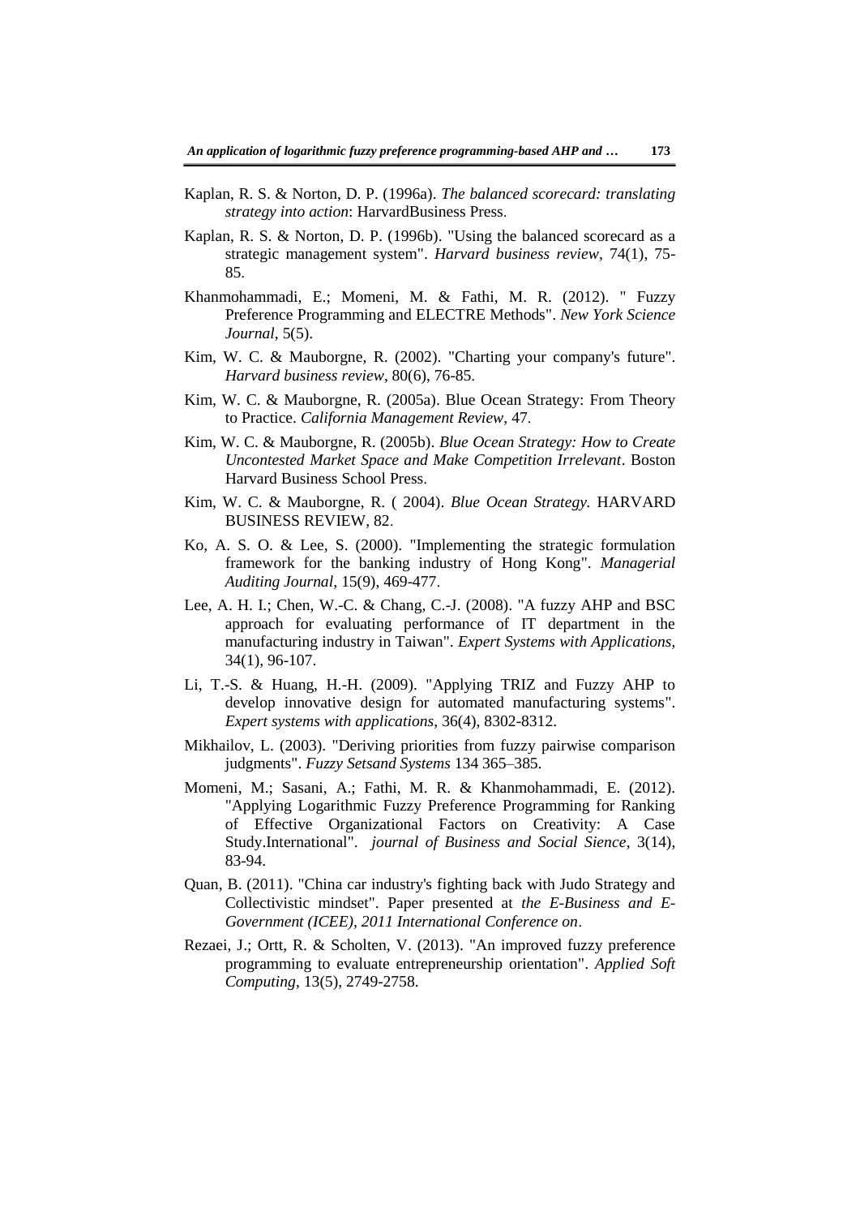Kaplan, R. S. & Norton, D. P. (1996a). *The balanced scorecard: translating strategy into action*: HarvardBusiness Press.

Kaplan, R. S. & Norton, D. P. (1996b). "Using the balanced scorecard as a strategic management system". *Harvard business review*, 74(1), 75-85.

Khanmohammadi, E.; Momeni, M. & Fathi, M. R. (2012). " Fuzzy Preference Programming and ELECTRE Methods". *New York Science Journal*, 5(5).

Kim, W. C. & Mauborgne, R. (2002). "Charting your company's future". *Harvard business review*, 80(6), 76-85.

Kim, W. C. & Mauborgne, R. (2005a). Blue Ocean Strategy: From Theory to Practice. *California Management Review*, 47.

Kim, W. C. & Mauborgne, R. (2005b). *Blue Ocean Strategy: How to Create Uncontested Market Space and Make Competition Irrelevant*. Boston Harvard Business School Press.

Kim, W. C. & Mauborgne, R. ( 2004). *Blue Ocean Strategy.* HARVARD BUSINESS REVIEW, 82.

Ko, A. S. O. & Lee, S. (2000). "Implementing the strategic formulation framework for the banking industry of Hong Kong". *Managerial Auditing Journal*, 15(9), 469-477.

Lee, A. H. I.; Chen, W.-C. & Chang, C.-J. (2008). "A fuzzy AHP and BSC approach for evaluating performance of IT department in the manufacturing industry in Taiwan". *Expert Systems with Applications*, 34(1), 96-107.

Li, T.-S. & Huang, H.-H. (2009). "Applying TRIZ and Fuzzy AHP to develop innovative design for automated manufacturing systems". *Expert systems with applications*, 36(4), 8302-8312.

Mikhailov, L. (2003). "Deriving priorities from fuzzy pairwise comparison judgments". *Fuzzy Setsand Systems* 134 365–385.

Momeni, M.; Sasani, A.; Fathi, M. R. & Khanmohammadi, E. (2012). "Applying Logarithmic Fuzzy Preference Programming for Ranking of Effective Organizational Factors on Creativity: A Case Study.International". *journal of Business and Social Sience*, 3(14), 83-94.

Quan, B. (2011). "China car industry's fighting back with Judo Strategy and Collectivistic mindset". Paper presented at *the E-Business and E-Government (ICEE), 2011 International Conference on*.

Rezaei, J.; Ortt, R. & Scholten, V. (2013). "An improved fuzzy preference programming to evaluate entrepreneurship orientation". *Applied Soft Computing*, 13(5), 2749-2758.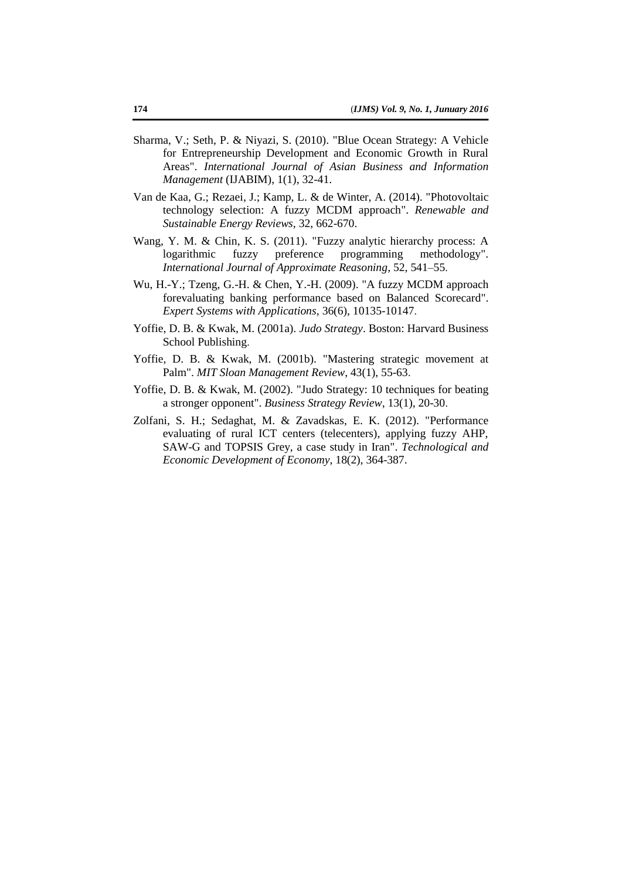Sharma, V.; Seth, P. & Niyazi, S. (2010). "Blue Ocean Strategy: A Vehicle for Entrepreneurship Development and Economic Growth in Rural Areas". *International Journal of Asian Business and Information Management* (IJABIM), 1(1), 32-41.

Van de Kaa, G.; Rezaei, J.; Kamp, L. & de Winter, A. (2014). "Photovoltaic technology selection: A fuzzy MCDM approach". *Renewable and Sustainable Energy Reviews*, 32, 662-670.

Wang, Y. M. & Chin, K. S. (2011). "Fuzzy analytic hierarchy process: A logarithmic fuzzy preference programming methodology". *International Journal of Approximate Reasoning*, 52, 541–55.

Wu, H.-Y.; Tzeng, G.-H. & Chen, Y.-H. (2009). "A fuzzy MCDM approach forevaluating banking performance based on Balanced Scorecard". *Expert Systems with Applications*, 36(6), 10135-10147.

Yoffie, D. B. & Kwak, M. (2001a). *Judo Strategy*. Boston: Harvard Business School Publishing.

Yoffie, D. B. & Kwak, M. (2001b). "Mastering strategic movement at Palm". *MIT Sloan Management Review*, 43(1), 55-63.

Yoffie, D. B. & Kwak, M. (2002). "Judo Strategy: 10 techniques for beating a stronger opponent". *Business Strategy Review*, 13(1), 20-30.

Zolfani, S. H.; Sedaghat, M. & Zavadskas, E. K. (2012). "Performance evaluating of rural ICT centers (telecenters), applying fuzzy AHP, SAW-G and TOPSIS Grey, a case study in Iran". *Technological and Economic Development of Economy*, 18(2), 364-387.